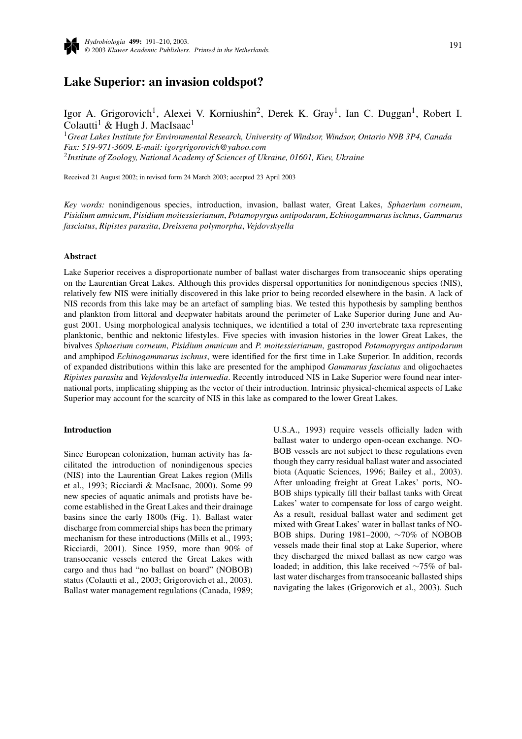# Lake Superior: an invasion coldspot?

Igor A. Grigorovich[1], Alexei V. Korniushin[2], Derek K. Gray[1], Ian C. Duggan[1], Robert I. Colautti[1] & Hugh J. MacIsaac[1]

[1]*Great Lakes Institute for Environmental Research, University of Windsor, Windsor, Ontario N9B 3P4, Canada Fax: 519-971-3609. E-mail: igorgrigorovich@yahoo.com*

[2]*Institute of Zoology, National Academy of Sciences of Ukraine, 01601, Kiev, Ukraine*

Received 21 August 2002; in revised form 24 March 2003; accepted 23 April 2003

*Key words:* nonindigenous species, introduction, invasion, ballast water, Great Lakes, *Sphaerium corneum*, *Pisidium amnicum*, *Pisidium moitessierianum*, *Potamopyrgus antipodarum*, *Echinogammarus ischnus*, *Gammarus fasciatus*, *Ripistes parasita*, *Dreissena polymorpha*, *Vejdovskyella*

## Abstract

Lake Superior receives a disproportionate number of ballast water discharges from transoceanic ships operating on the Laurentian Great Lakes. Although this provides dispersal opportunities for nonindigenous species (NIS), relatively few NIS were initially discovered in this lake prior to being recorded elsewhere in the basin. A lack of NIS records from this lake may be an artefact of sampling bias. We tested this hypothesis by sampling benthos and plankton from littoral and deepwater habitats around the perimeter of Lake Superior during June and August 2001. Using morphological analysis techniques, we identified a total of 230 invertebrate taxa representing planktonic, benthic and nektonic lifestyles. Five species with invasion histories in the lower Great Lakes, the bivalves *Sphaerium corneum*, *Pisidium amnicum* and *P. moitessierianum*, gastropod *Potamopyrgus antipodarum* and amphipod *Echinogammarus ischnus*, were identified for the first time in Lake Superior. In addition, records of expanded distributions within this lake are presented for the amphipod *Gammarus fasciatus* and oligochaetes *Ripistes parasita* and *Vejdovskyella intermedia*. Recently introduced NIS in Lake Superior were found near international ports, implicating shipping as the vector of their introduction. Intrinsic physical-chemical aspects of Lake Superior may account for the scarcity of NIS in this lake as compared to the lower Great Lakes.

## Introduction

Since European colonization, human activity has facilitated the introduction of nonindigenous species (NIS) into the Laurentian Great Lakes region (Mills et al., 1993; Ricciardi & MacIsaac, 2000). Some 99 new species of aquatic animals and protists have become established in the Great Lakes and their drainage basins since the early 1800s (Fig. 1). Ballast water discharge from commercial ships has been the primary mechanism for these introductions (Mills et al., 1993; Ricciardi, 2001). Since 1959, more than 90% of transoceanic vessels entered the Great Lakes with cargo and thus had "no ballast on board" (NOBOB) status (Colautti et al., 2003; Grigorovich et al., 2003). Ballast water management regulations (Canada, 1989; U.S.A., 1993) require vessels officially laden with ballast water to undergo open-ocean exchange. NOBOB vessels are not subject to these regulations even though they carry residual ballast water and associated biota (Aquatic Sciences, 1996; Bailey et al., 2003). After unloading freight at Great Lakes' ports, NOBOB ships typically fill their ballast tanks with Great Lakes' water to compensate for loss of cargo weight. As a result, residual ballast water and sediment get mixed with Great Lakes' water in ballast tanks of NOBOB ships. During 1981–2000, ~70% of NOBOB vessels made their final stop at Lake Superior, where they discharged the mixed ballast as new cargo was loaded; in addition, this lake received ~75% of ballast water discharges from transoceanic ballasted ships navigating the lakes (Grigorovich et al., 2003). Such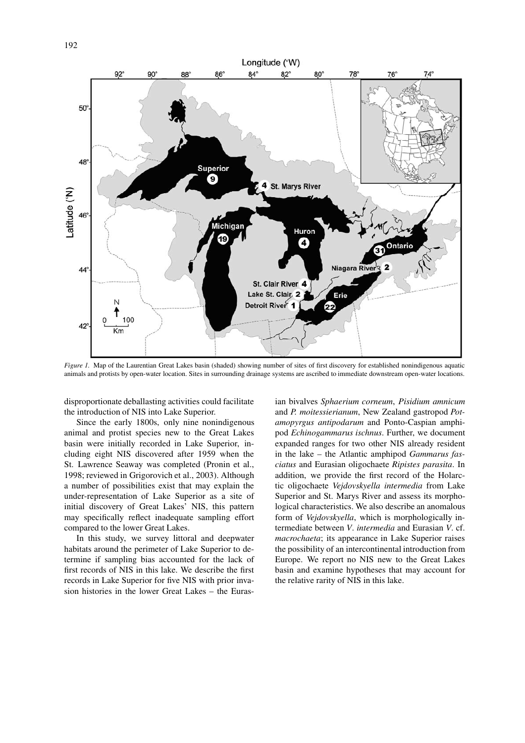*Figure 1.* Map of the Laurentian Great Lakes basin (shaded) showing number of sites of first discovery for established nonindigenous aquatic animals and protists by open-water location. Sites in surrounding drainage systems are ascribed to immediate downstream open-water locations.

disproportionate deballasting activities could facilitate the introduction of NIS into Lake Superior.

Since the early 1800s, only nine nonindigenous animal and protist species new to the Great Lakes basin were initially recorded in Lake Superior, including eight NIS discovered after 1959 when the St. Lawrence Seaway was completed (Pronin et al., 1998; reviewed in Grigorovich et al., 2003). Although a number of possibilities exist that may explain the under-representation of Lake Superior as a site of initial discovery of Great Lakes' NIS, this pattern may specifically reflect inadequate sampling effort compared to the lower Great Lakes.

In this study, we survey littoral and deepwater habitats around the perimeter of Lake Superior to determine if sampling bias accounted for the lack of first records of NIS in this lake. We describe the first records in Lake Superior for five NIS with prior invasion histories in the lower Great Lakes – the Eurasian bivalves *Sphaerium corneum*, *Pisidium amnicum* and *P. moitessierianum*, New Zealand gastropod *Potamopyrgus antipodarum* and Ponto-Caspian amphipod *Echinogammarus ischnus*. Further, we document expanded ranges for two other NIS already resident in the lake – the Atlantic amphipod *Gammarus fasciatus* and Eurasian oligochaete *Ripistes parasita*. In addition, we provide the first record of the Holarctic oligochaete *Vejdovskyella intermedia* from Lake Superior and St. Marys River and assess its morphological characteristics. We also describe an anomalous form of *Vejdovskyella*, which is morphologically intermediate between *V*. *intermedia* and Eurasian *V*. cf. *macrochaeta*; its appearance in Lake Superior raises the possibility of an intercontinental introduction from Europe. We report no NIS new to the Great Lakes basin and examine hypotheses that may account for the relative rarity of NIS in this lake.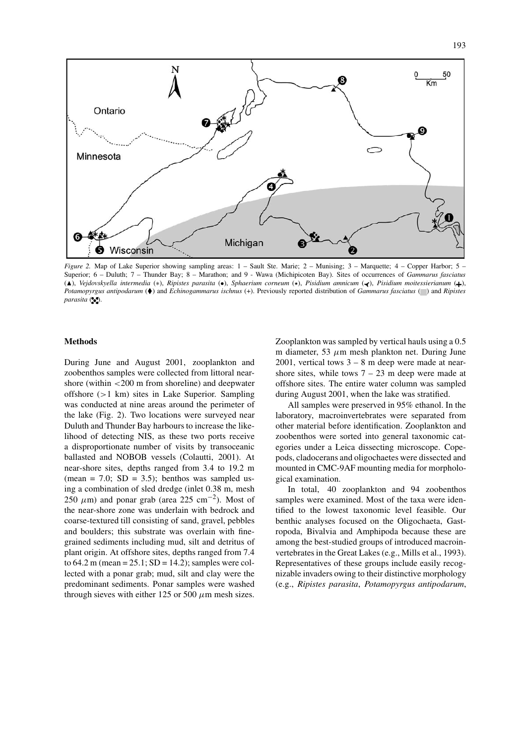*Figure 2.* Map of Lake Superior showing sampling areas: 1 – Sault Ste. Marie; 2 – Munising; 3 – Marquette; 4 – Copper Harbor; 5 – Superior; 6 – Duluth; 7 – Thunder Bay; 8 – Marathon; and 9 - Wawa (Michipicoten Bay). Sites of occurrences of *Gammarus fasciatus* (▲), *Vejdovskyella intermedia* (∗), *Ripistes parasita* (•), *Sphaerium corneum* (⋆), *Pisidium amnicum* (◄), *Pisidium moitessierianum* (✚), *Potamopyrgus antipodarum* (♦) and *Echinogammarus ischnus* (+). Previously reported distribution of *Gammarus fasciatus* (▒) and *Ripistes parasita* (⁘).

## Methods

During June and August 2001, zooplankton and zoobenthos samples were collected from littoral near-shore (within <200 m from shoreline) and deepwater offshore (>1 km) sites in Lake Superior. Sampling was conducted at nine areas around the perimeter of the lake (Fig. 2). Two locations were surveyed near Duluth and Thunder Bay harbours to increase the likelihood of detecting NIS, as these two ports receive a disproportionate number of visits by transoceanic ballasted and NOBOB vessels (Colautti, 2001). At near-shore sites, depths ranged from 3.4 to 19.2 m (mean = 7.0; SD = 3.5); benthos was sampled using a combination of sled dredge (inlet 0.38 m, mesh 250 $\mu$m) and ponar grab (area 225 cm$^{-2}$). Most of the near-shore zone was underlain with bedrock and coarse-textured till consisting of sand, gravel, pebbles and boulders; this substrate was overlain with fine-grained sediments including mud, silt and detritus of plant origin. At offshore sites, depths ranged from 7.4 to 64.2 m (mean = 25.1; SD = 14.2); samples were collected with a ponar grab; mud, silt and clay were the predominant sediments. Ponar samples were washed through sieves with either 125 or 500 $\mu$m mesh sizes. Zooplankton was sampled by vertical hauls using a 0.5 m diameter, 53 $\mu$m mesh plankton net. During June 2001, vertical tows 3 – 8 m deep were made at near-shore sites, while tows 7 – 23 m deep were made at offshore sites. The entire water column was sampled during August 2001, when the lake was stratified.

All samples were preserved in 95% ethanol. In the laboratory, macroinvertebrates were separated from other material before identification. Zooplankton and zoobenthos were sorted into general taxonomic categories under a Leica dissecting microscope. Copepods, cladocerans and oligochaetes were dissected and mounted in CMC-9AF mounting media for morphological examination.

In total, 40 zooplankton and 94 zoobenthos samples were examined. Most of the taxa were identified to the lowest taxonomic level feasible. Our benthic analyses focused on the Oligochaeta, Gastropoda, Bivalvia and Amphipoda because these are among the best-studied groups of introduced macroinvertebrates in the Great Lakes (e.g., Mills et al., 1993). Representatives of these groups include easily recognizable invaders owing to their distinctive morphology (e.g., *Ripistes parasita*, *Potamopyrgus antipodarum*,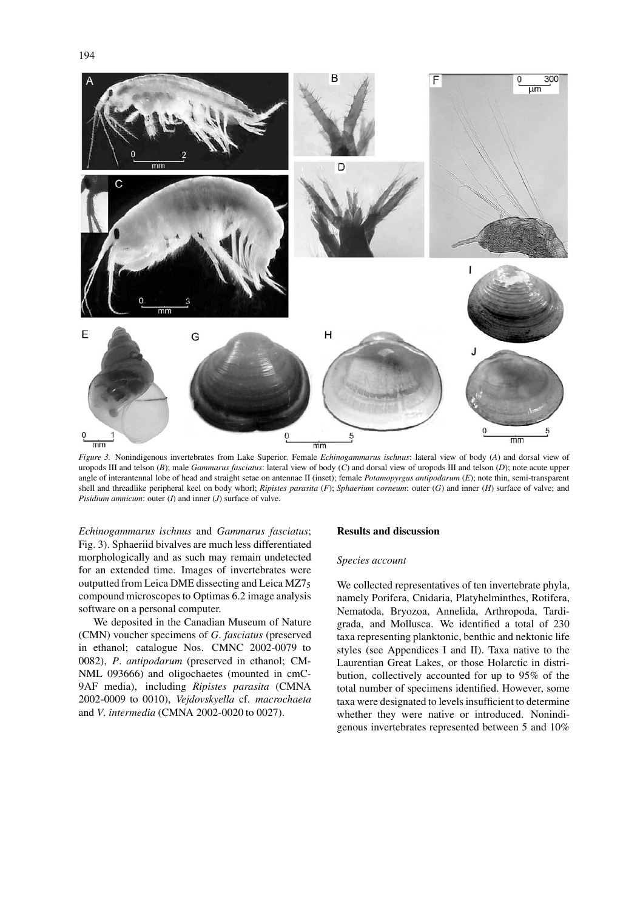*Figure 3.* Nonindigenous invertebrates from Lake Superior. Female *Echinogammarus ischnus*: lateral view of body (*A*) and dorsal view of uropods III and telson (*B*); male *Gammarus fasciatus*: lateral view of body (*C*) and dorsal view of uropods III and telson (*D*); note acute upper angle of interantennal lobe of head and straight setae on antennae II (inset); female *Potamopyrgus antipodarum* (*E*); note thin, semi-transparent shell and threadlike peripheral keel on body whorl; *Ripistes parasita* (*F*); *Sphaerium corneum*: outer (*G*) and inner (*H*) surface of valve; and *Pisidium amnicum*: outer (*I*) and inner (*J*) surface of valve.

*Echinogammarus ischnus* and *Gammarus fasciatus*; Fig. 3). Sphaeriid bivalves are much less differentiated morphologically and as such may remain undetected for an extended time. Images of invertebrates were outputted from Leica DME dissecting and Leica $MZ7_5$ compound microscopes to Optimas 6.2 image analysis software on a personal computer.

We deposited in the Canadian Museum of Nature (CMN) voucher specimens of *G. fasciatus* (preserved in ethanol; catalogue Nos. CMNC 2002-0079 to 0082), *P. antipodarum* (preserved in ethanol; CM-NML 093666) and oligochaetes (mounted in cmC-9AF media), including *Ripistes parasita* (CMNA 2002-0009 to 0010), *Vejdovskyella* cf. *macrochaeta* and *V. intermedia* (CMNA 2002-0020 to 0027).

## Results and discussion

### *Species account*

We collected representatives of ten invertebrate phyla, namely Porifera, Cnidaria, Platyhelminthes, Rotifera, Nematoda, Bryozoa, Annelida, Arthropoda, Tardigrada, and Mollusca. We identified a total of 230 taxa representing planktonic, benthic and nektonic life styles (see Appendices I and II). Taxa native to the Laurentian Great Lakes, or those Holarctic in distribution, collectively accounted for up to 95% of the total number of specimens identified. However, some taxa were designated to levels insufficient to determine whether they were native or introduced. Nonindigenous invertebrates represented between 5 and 10%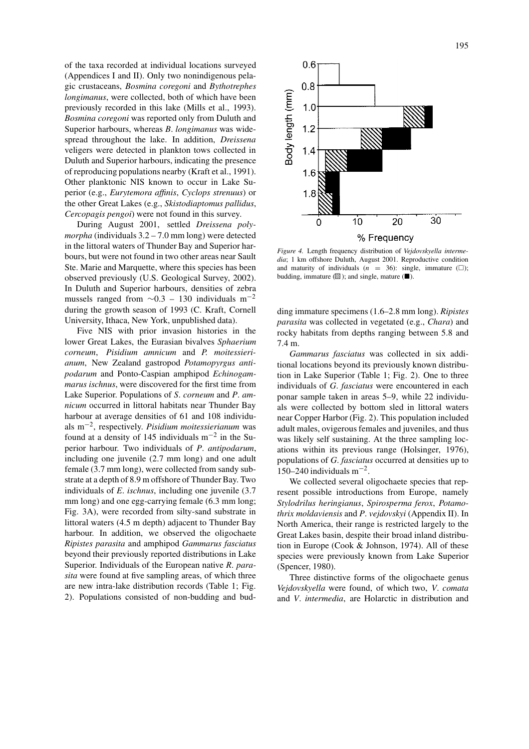of the taxa recorded at individual locations surveyed (Appendices I and II). Only two nonindigenous pelagic crustaceans, *Bosmina coregoni* and *Bythotrephes longimanus*, were collected, both of which have been previously recorded in this lake (Mills et al., 1993). *Bosmina coregoni* was reported only from Duluth and Superior harbours, whereas *B. longimanus* was widespread throughout the lake. In addition, *Dreissena* veligers were detected in plankton tows collected in Duluth and Superior harbours, indicating the presence of reproducing populations nearby (Kraft et al., 1991). Other planktonic NIS known to occur in Lake Superior (e.g., *Eurytemora affinis*, *Cyclops strenuus*) or the other Great Lakes (e.g., *Skistodiaptomus pallidus*, *Cercopagis pengoi*) were not found in this survey.

During August 2001, settled *Dreissena polymorpha* (individuals 3.2 – 7.0 mm long) were detected in the littoral waters of Thunder Bay and Superior harbours, but were not found in two other areas near Sault Ste. Marie and Marquette, where this species has been observed previously (U.S. Geological Survey, 2002). In Duluth and Superior harbours, densities of zebra mussels ranged from ∼0.3 – 130 individuals m$^{-2}$ during the growth season of 1993 (C. Kraft, Cornell University, Ithaca, New York, unpublished data).

Five NIS with prior invasion histories in the lower Great Lakes, the Eurasian bivalves *Sphaerium corneum*, *Pisidium amnicum* and *P. moitessierianum*, New Zealand gastropod *Potamopyrgus antipodarum* and Ponto-Caspian amphipod *Echinogammarus ischnus*, were discovered for the first time from Lake Superior. Populations of *S. corneum* and *P. amnicum* occurred in littoral habitats near Thunder Bay harbour at average densities of 61 and 108 individuals m$^{-2}$, respectively. *Pisidium moitessierianum* was found at a density of 145 individuals m$^{-2}$ in the Superior harbour. Two individuals of *P. antipodarum*, including one juvenile (2.7 mm long) and one adult female (3.7 mm long), were collected from sandy substrate at a depth of 8.9 m offshore of Thunder Bay. Two individuals of *E. ischnus*, including one juvenile (3.7 mm long) and one egg-carrying female (6.3 mm long; Fig. 3A), were recorded from silty-sand substrate in littoral waters (4.5 m depth) adjacent to Thunder Bay harbour. In addition, we observed the oligochaete *Ripistes parasita* and amphipod *Gammarus fasciatus* beyond their previously reported distributions in Lake Superior. Individuals of the European native *R. parasita* were found at five sampling areas, of which three are new intra-lake distribution records (Table 1; Fig. 2). Populations consisted of non-budding and budding immature specimens (1.6–2.8 mm long). *Ripistes parasita* was collected in vegetated (e.g., *Chara*) and rocky habitats from depths ranging between 5.8 and 7.4 m.

*Figure 4.* Length frequency distribution of *Vejdovskyella intermedia*; 1 km offshore Duluth, August 2001. Reproductive condition and maturity of individuals ($n = 36$): single, immature (□); budding, immature (▨); and single, mature (■).

*Gammarus fasciatus* was collected in six additional locations beyond its previously known distribution in Lake Superior (Table 1; Fig. 2). One to three individuals of *G. fasciatus* were encountered in each ponar sample taken in areas 5–9, while 22 individuals were collected by bottom sled in littoral waters near Copper Harbor (Fig. 2). This population included adult males, ovigerous females and juveniles, and thus was likely self sustaining. At the three sampling locations within its previous range (Holsinger, 1976), populations of *G. fasciatus* occurred at densities up to 150–240 individuals m$^{-2}$.

We collected several oligochaete species that represent possible introductions from Europe, namely *Stylodrilus heringianus*, *Spirosperma ferox*, *Potamothrix moldaviensis* and *P. vejdovskyi* (Appendix II). In North America, their range is restricted largely to the Great Lakes basin, despite their broad inland distribution in Europe (Cook & Johnson, 1974). All of these species were previously known from Lake Superior (Spencer, 1980).

Three distinctive forms of the oligochaete genus *Vejdovskyella* were found, of which two, *V. comata* and *V. intermedia*, are Holarctic in distribution and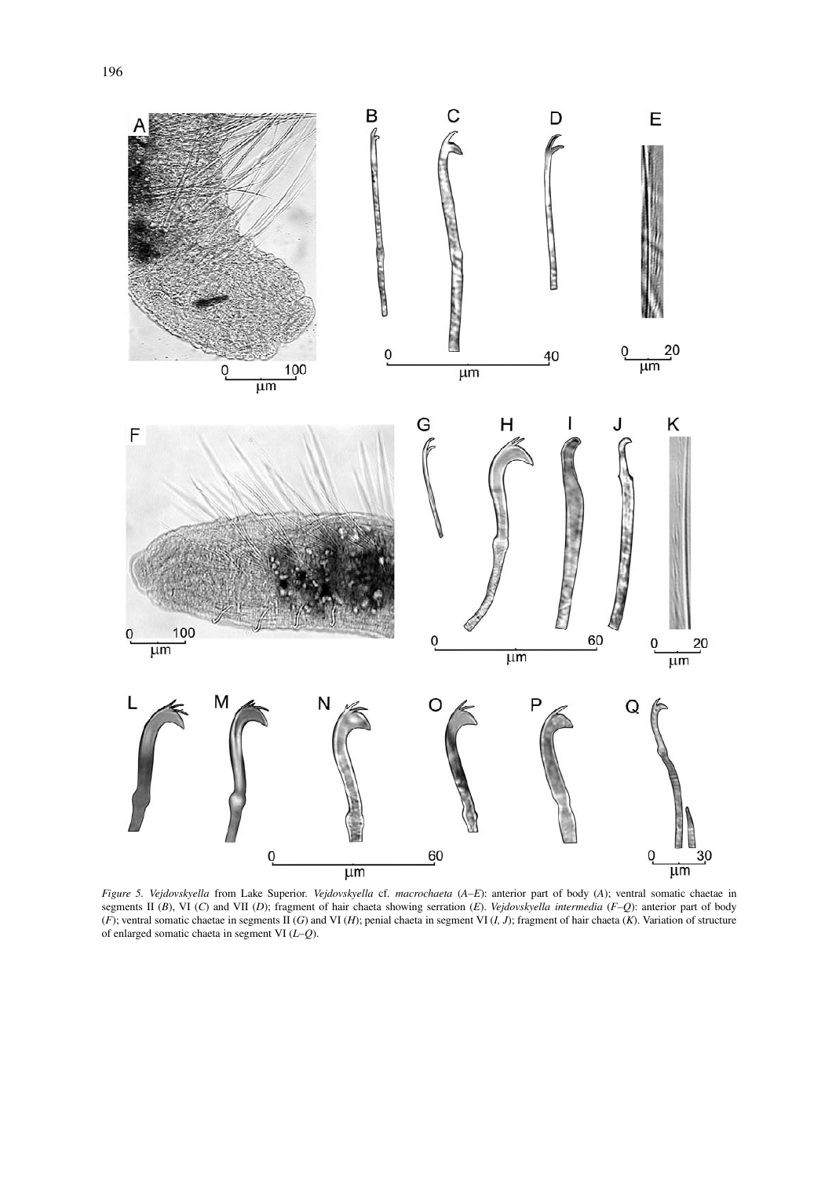*Figure 5. Vejdovskyella* from Lake Superior. *Vejdovskyella* cf. *macrochaeta* (*A–E*): anterior part of body (*A*); ventral somatic chaetae in segments II (*B*), VI (*C*) and VII (*D*); fragment of hair chaeta showing serration (*E*). *Vejdovskyella intermedia* (*F–Q*): anterior part of body (*F*); ventral somatic chaetae in segments II (*G*) and VI (*H*); penial chaeta in segment VI (*I*, *J*); fragment of hair chaeta (*K*). Variation of structure of enlarged somatic chaeta in segment VI (*L–Q*).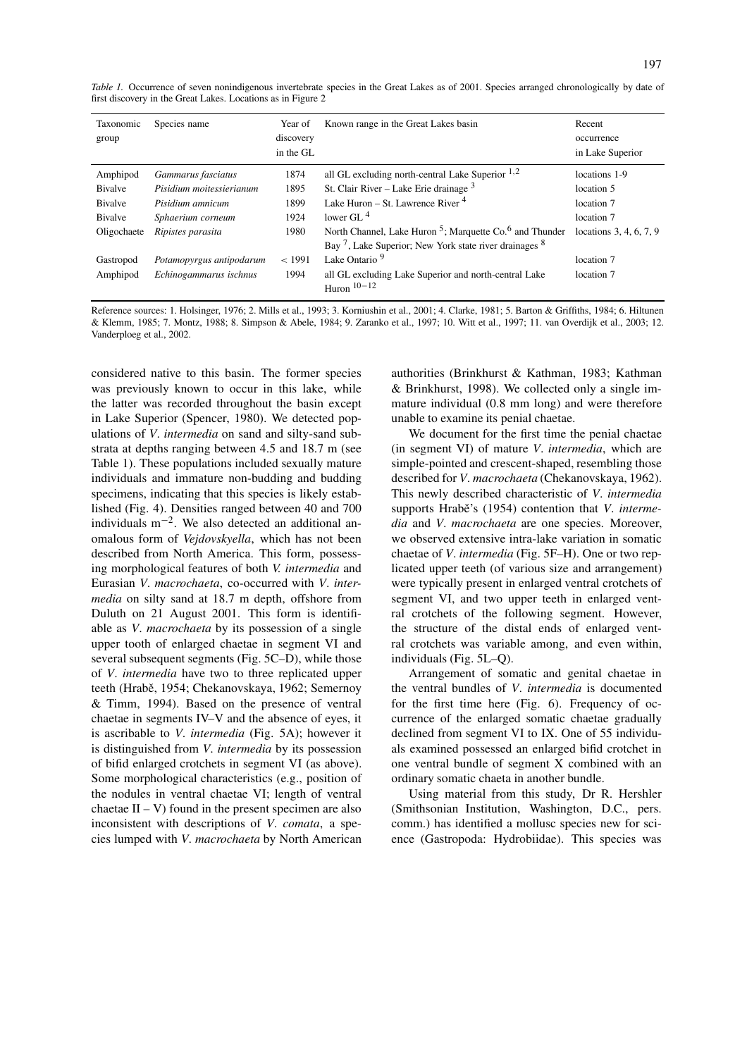*Table 1.* Occurrence of seven nonindigenous invertebrate species in the Great Lakes as of 2001. Species arranged chronologically by date of first discovery in the Great Lakes. Locations as in Figure 2

| Taxonomic group | Species name | Year of discovery in the GL | Known range in the Great Lakes basin | Recent occurrence in Lake Superior |
|---|---|---|---|---|
| Amphipod | *Gammarus fasciatus* | 1874 | all GL excluding north-central Lake Superior [1,2] | locations 1-9 |
| Bivalve | *Pisidium moitessierianum* | 1895 | St. Clair River – Lake Erie drainage [3] | location 5 |
| Bivalve | *Pisidium amnicum* | 1899 | Lake Huron – St. Lawrence River [4] | location 7 |
| Bivalve | *Sphaerium corneum* | 1924 | lower GL [4] | location 7 |
| Oligochaete | *Ripistes parasita* | 1980 | North Channel, Lake Huron [5]; Marquette Co.[6] and Thunder Bay [7], Lake Superior; New York state river drainages [8] | locations 3, 4, 6, 7, 9 |
| Gastropod | *Potamopyrgus antipodarum* | < 1991 | Lake Ontario [9] | location 7 |
| Amphipod | *Echinogammarus ischnus* | 1994 | all GL excluding Lake Superior and north-central Lake Huron [10−12] | location 7 |

Reference sources: 1. Holsinger, 1976; 2. Mills et al., 1993; 3. Korniushin et al., 2001; 4. Clarke, 1981; 5. Barton & Griffiths, 1984; 6. Hiltunen & Klemm, 1985; 7. Montz, 1988; 8. Simpson & Abele, 1984; 9. Zaranko et al., 1997; 10. Witt et al., 1997; 11. van Overdijk et al., 2003; 12. Vanderploeg et al., 2002.

considered native to this basin. The former species was previously known to occur in this lake, while the latter was recorded throughout the basin except in Lake Superior (Spencer, 1980). We detected populations of *V. intermedia* on sand and silty-sand substrata at depths ranging between 4.5 and 18.7 m (see Table 1). These populations included sexually mature individuals and immature non-budding and budding specimens, indicating that this species is likely established (Fig. 4). Densities ranged between 40 and 700 individuals $m^{-2}$. We also detected an additional anomalous form of *Vejdovskyella*, which has not been described from North America. This form, possessing morphological features of both *V. intermedia* and Eurasian *V. macrochaeta*, co-occurred with *V. intermedia* on silty sand at 18.7 m depth, offshore from Duluth on 21 August 2001. This form is identifiable as *V. macrochaeta* by its possession of a single upper tooth of enlarged chaetae in segment VI and several subsequent segments (Fig. 5C–D), while those of *V. intermedia* have two to three replicated upper teeth (Hrabě, 1954; Chekanovskaya, 1962; Semernoy & Timm, 1994). Based on the presence of ventral chaetae in segments IV–V and the absence of eyes, it is ascribable to *V. intermedia* (Fig. 5A); however it is distinguished from *V. intermedia* by its possession of bifid enlarged crotchets in segment VI (as above). Some morphological characteristics (e.g., position of the nodules in ventral chaetae VI; length of ventral chaetae II – V) found in the present specimen are also inconsistent with descriptions of *V. comata*, a species lumped with *V. macrochaeta* by North American authorities (Brinkhurst & Kathman, 1983; Kathman & Brinkhurst, 1998). We collected only a single immature individual (0.8 mm long) and were therefore unable to examine its penial chaetae.

We document for the first time the penial chaetae (in segment VI) of mature *V. intermedia*, which are simple-pointed and crescent-shaped, resembling those described for *V. macrochaeta* (Chekanovskaya, 1962). This newly described characteristic of *V. intermedia* supports Hrabě's (1954) contention that *V. intermedia* and *V. macrochaeta* are one species. Moreover, we observed extensive intra-lake variation in somatic chaetae of *V. intermedia* (Fig. 5F–H). One or two replicated upper teeth (of various size and arrangement) were typically present in enlarged ventral crotchets of segment VI, and two upper teeth in enlarged ventral crotchets of the following segment. However, the structure of the distal ends of enlarged ventral crotchets was variable among, and even within, individuals (Fig. 5L–Q).

Arrangement of somatic and genital chaetae in the ventral bundles of *V. intermedia* is documented for the first time here (Fig. 6). Frequency of occurrence of the enlarged somatic chaetae gradually declined from segment VI to IX. One of 55 individuals examined possessed an enlarged bifid crotchet in one ventral bundle of segment X combined with an ordinary somatic chaeta in another bundle.

Using material from this study, Dr R. Hershler (Smithsonian Institution, Washington, D.C., pers. comm.) has identified a mollusc species new for science (Gastropoda: Hydrobiidae). This species was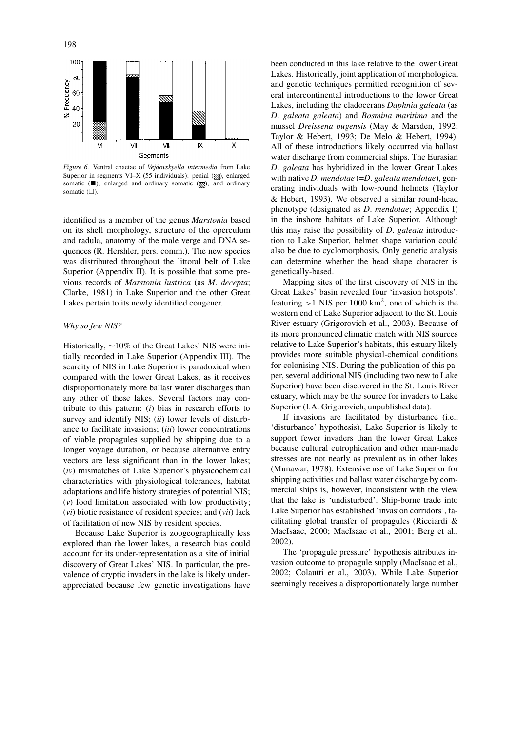100
80
60
40
20

% Frequency

VI VII VIII IX X

Segments

*Figure 6.* Ventral chaetae of *Vejdovskyella intermedia* from Lake Superior in segments VI–X (55 individuals): penial (▩), enlarged somatic (■), enlarged and ordinary somatic (▧), and ordinary somatic (□).

identified as a member of the genus *Marstonia* based on its shell morphology, structure of the operculum and radula, anatomy of the male verge and DNA sequences (R. Hershler, pers. comm.). The new species was distributed throughout the littoral belt of Lake Superior (Appendix II). It is possible that some previous records of *Marstonia lustrica* (as *M. decepta*; Clarke, 1981) in Lake Superior and the other Great Lakes pertain to its newly identified congener.

### *Why so few NIS?*

Historically, ~10% of the Great Lakes' NIS were initially recorded in Lake Superior (Appendix III). The scarcity of NIS in Lake Superior is paradoxical when compared with the lower Great Lakes, as it receives disproportionately more ballast water discharges than any other of these lakes. Several factors may contribute to this pattern: (*i*) bias in research efforts to survey and identify NIS; (*ii*) lower levels of disturbance to facilitate invasions; (*iii*) lower concentrations of viable propagules supplied by shipping due to a longer voyage duration, or because alternative entry vectors are less significant than in the lower lakes; (*iv*) mismatches of Lake Superior's physicochemical characteristics with physiological tolerances, habitat adaptations and life history strategies of potential NIS; (*v*) food limitation associated with low productivity; (*vi*) biotic resistance of resident species; and (*vii*) lack of facilitation of new NIS by resident species.

Because Lake Superior is zoogeographically less explored than the lower lakes, a research bias could account for its under-representation as a site of initial discovery of Great Lakes' NIS. In particular, the prevalence of cryptic invaders in the lake is likely under-appreciated because few genetic investigations have been conducted in this lake relative to the lower Great Lakes. Historically, joint application of morphological and genetic techniques permitted recognition of several intercontinental introductions to the lower Great Lakes, including the cladocerans *Daphnia galeata* (as *D. galeata galeata*) and *Bosmina maritima* and the mussel *Dreissena bugensis* (May & Marsden, 1992; Taylor & Hebert, 1993; De Melo & Hebert, 1994). All of these introductions likely occurred via ballast water discharge from commercial ships. The Eurasian *D. galeata* has hybridized in the lower Great Lakes with native *D. mendotae* (=*D. galeata mendotae*), generating individuals with low-round helmets (Taylor & Hebert, 1993). We observed a similar round-head phenotype (designated as *D. mendotae*; Appendix I) in the inshore habitats of Lake Superior. Although this may raise the possibility of *D. galeata* introduction to Lake Superior, helmet shape variation could also be due to cyclomorphosis. Only genetic analysis can determine whether the head shape character is genetically-based.

Mapping sites of the first discovery of NIS in the Great Lakes' basin revealed four 'invasion hotspots', featuring >1 NIS per 1000 km$^2$, one of which is the western end of Lake Superior adjacent to the St. Louis River estuary (Grigorovich et al., 2003). Because of its more pronounced climatic match with NIS sources relative to Lake Superior's habitats, this estuary likely provides more suitable physical-chemical conditions for colonising NIS. During the publication of this paper, several additional NIS (including two new to Lake Superior) have been discovered in the St. Louis River estuary, which may be the source for invaders to Lake Superior (I.A. Grigorovich, unpublished data).

If invasions are facilitated by disturbance (i.e., 'disturbance' hypothesis), Lake Superior is likely to support fewer invaders than the lower Great Lakes because cultural eutrophication and other man-made stresses are not nearly as prevalent as in other lakes (Munawar, 1978). Extensive use of Lake Superior for shipping activities and ballast water discharge by commercial ships is, however, inconsistent with the view that the lake is 'undisturbed'. Ship-borne trade into Lake Superior has established 'invasion corridors', facilitating global transfer of propagules (Ricciardi & MacIsaac, 2000; MacIsaac et al., 2001; Berg et al., 2002).

The 'propagule pressure' hypothesis attributes invasion outcome to propagule supply (MacIsaac et al., 2002; Colautti et al., 2003). While Lake Superior seemingly receives a disproportionately large number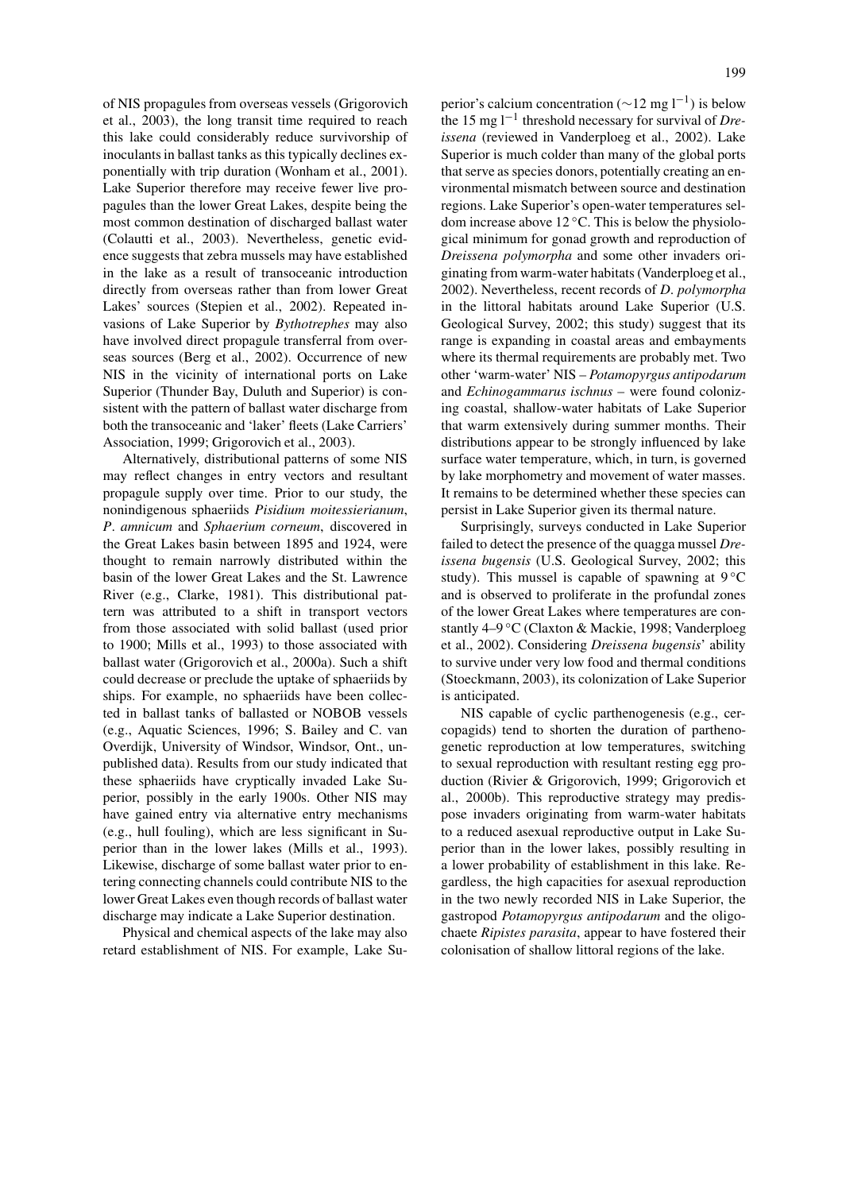of NIS propagules from overseas vessels (Grigorovich et al., 2003), the long transit time required to reach this lake could considerably reduce survivorship of inoculants in ballast tanks as this typically declines exponentially with trip duration (Wonham et al., 2001). Lake Superior therefore may receive fewer live propagules than the lower Great Lakes, despite being the most common destination of discharged ballast water (Colautti et al., 2003). Nevertheless, genetic evidence suggests that zebra mussels may have established in the lake as a result of transoceanic introduction directly from overseas rather than from lower Great Lakes' sources (Stepien et al., 2002). Repeated invasions of Lake Superior by *Bythotrephes* may also have involved direct propagule transferral from overseas sources (Berg et al., 2002). Occurrence of new NIS in the vicinity of international ports on Lake Superior (Thunder Bay, Duluth and Superior) is consistent with the pattern of ballast water discharge from both the transoceanic and 'laker' fleets (Lake Carriers' Association, 1999; Grigorovich et al., 2003).

Alternatively, distributional patterns of some NIS may reflect changes in entry vectors and resultant propagule supply over time. Prior to our study, the nonindigenous sphaeriids *Pisidium moitessierianum*, *P. amnicum* and *Sphaerium corneum*, discovered in the Great Lakes basin between 1895 and 1924, were thought to remain narrowly distributed within the basin of the lower Great Lakes and the St. Lawrence River (e.g., Clarke, 1981). This distributional pattern was attributed to a shift in transport vectors from those associated with solid ballast (used prior to 1900; Mills et al., 1993) to those associated with ballast water (Grigorovich et al., 2000a). Such a shift could decrease or preclude the uptake of sphaeriids by ships. For example, no sphaeriids have been collected in ballast tanks of ballasted or NOBOB vessels (e.g., Aquatic Sciences, 1996; S. Bailey and C. van Overdijk, University of Windsor, Windsor, Ont., unpublished data). Results from our study indicated that these sphaeriids have cryptically invaded Lake Superior, possibly in the early 1900s. Other NIS may have gained entry via alternative entry mechanisms (e.g., hull fouling), which are less significant in Superior than in the lower lakes (Mills et al., 1993). Likewise, discharge of some ballast water prior to entering connecting channels could contribute NIS to the lower Great Lakes even though records of ballast water discharge may indicate a Lake Superior destination.

Physical and chemical aspects of the lake may also retard establishment of NIS. For example, Lake Superior's calcium concentration ($\sim$12 mg $l^{-1}$) is below the 15 mg $l^{-1}$ threshold necessary for survival of *Dreissena* (reviewed in Vanderploeg et al., 2002). Lake Superior is much colder than many of the global ports that serve as species donors, potentially creating an environmental mismatch between source and destination regions. Lake Superior's open-water temperatures seldom increase above 12 °C. This is below the physiological minimum for gonad growth and reproduction of *Dreissena polymorpha* and some other invaders originating from warm-water habitats (Vanderploeg et al., 2002). Nevertheless, recent records of *D. polymorpha* in the littoral habitats around Lake Superior (U.S. Geological Survey, 2002; this study) suggest that its range is expanding in coastal areas and embayments where its thermal requirements are probably met. Two other 'warm-water' NIS – *Potamopyrgus antipodarum* and *Echinogammarus ischnus* – were found colonizing coastal, shallow-water habitats of Lake Superior that warm extensively during summer months. Their distributions appear to be strongly influenced by lake surface water temperature, which, in turn, is governed by lake morphometry and movement of water masses. It remains to be determined whether these species can persist in Lake Superior given its thermal nature.

Surprisingly, surveys conducted in Lake Superior failed to detect the presence of the quagga mussel *Dreissena bugensis* (U.S. Geological Survey, 2002; this study). This mussel is capable of spawning at 9 °C and is observed to proliferate in the profundal zones of the lower Great Lakes where temperatures are constantly 4–9 °C (Claxton & Mackie, 1998; Vanderploeg et al., 2002). Considering *Dreissena bugensis*' ability to survive under very low food and thermal conditions (Stoeckmann, 2003), its colonization of Lake Superior is anticipated.

NIS capable of cyclic parthenogenesis (e.g., cercopagids) tend to shorten the duration of parthenogenetic reproduction at low temperatures, switching to sexual reproduction with resultant resting egg production (Rivier & Grigorovich, 1999; Grigorovich et al., 2000b). This reproductive strategy may predispose invaders originating from warm-water habitats to a reduced asexual reproductive output in Lake Superior than in the lower lakes, possibly resulting in a lower probability of establishment in this lake. Regardless, the high capacities for asexual reproduction in the two newly recorded NIS in Lake Superior, the gastropod *Potamopyrgus antipodarum* and the oligochaete *Ripistes parasita*, appear to have fostered their colonisation of shallow littoral regions of the lake.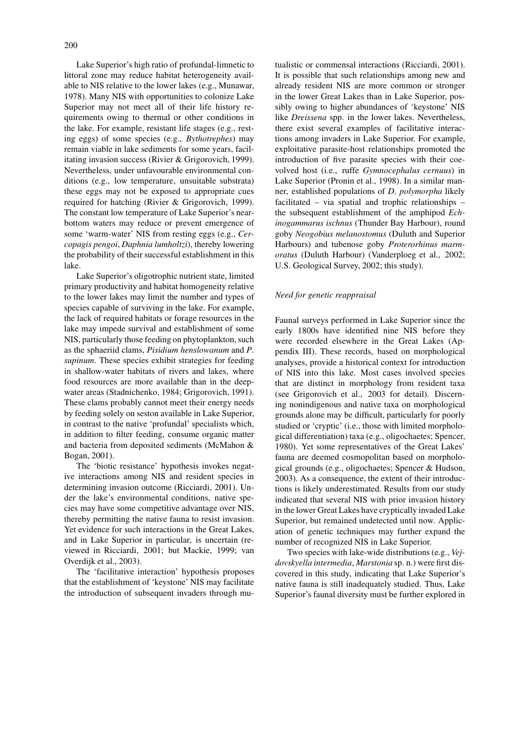Lake Superior's high ratio of profundal-limnetic to littoral zone may reduce habitat heterogeneity available to NIS relative to the lower lakes (e.g., Munawar, 1978). Many NIS with opportunities to colonize Lake Superior may not meet all of their life history requirements owing to thermal or other conditions in the lake. For example, resistant life stages (e.g., resting eggs) of some species (e.g., *Bythotrephes*) may remain viable in lake sediments for some years, facilitating invasion success (Rivier & Grigorovich, 1999). Nevertheless, under unfavourable environmental conditions (e.g., low temperature, unsuitable substrata) these eggs may not be exposed to appropriate cues required for hatching (Rivier & Grigorovich, 1999). The constant low temperature of Lake Superior's near-bottom waters may reduce or prevent emergence of some 'warm-water' NIS from resting eggs (e.g., *Cercopagis pengoi*, *Daphnia lumholtzi*), thereby lowering the probability of their successful establishment in this lake.

Lake Superior's oligotrophic nutrient state, limited primary productivity and habitat homogeneity relative to the lower lakes may limit the number and types of species capable of surviving in the lake. For example, the lack of required habitats or forage resources in the lake may impede survival and establishment of some NIS, particularly those feeding on phytoplankton, such as the sphaeriid clams, *Pisidium henslowanum* and *P. supinum*. These species exhibit strategies for feeding in shallow-water habitats of rivers and lakes, where food resources are more available than in the deep-water areas (Stadnichenko, 1984; Grigorovich, 1991). These clams probably cannot meet their energy needs by feeding solely on seston available in Lake Superior, in contrast to the native 'profundal' specialists which, in addition to filter feeding, consume organic matter and bacteria from deposited sediments (McMahon & Bogan, 2001).

The 'biotic resistance' hypothesis invokes negative interactions among NIS and resident species in determining invasion outcome (Ricciardi, 2001). Under the lake's environmental conditions, native species may have some competitive advantage over NIS, thereby permitting the native fauna to resist invasion. Yet evidence for such interactions in the Great Lakes, and in Lake Superior in particular, is uncertain (reviewed in Ricciardi, 2001; but Mackie, 1999; van Overdijk et al., 2003).

The 'facilitative interaction' hypothesis proposes that the establishment of 'keystone' NIS may facilitate the introduction of subsequent invaders through mutualistic or commensal interactions (Ricciardi, 2001). It is possible that such relationships among new and already resident NIS are more common or stronger in the lower Great Lakes than in Lake Superior, possibly owing to higher abundances of 'keystone' NIS like *Dreissena* spp. in the lower lakes. Nevertheless, there exist several examples of facilitative interactions among invaders in Lake Superior. For example, exploitative parasite-host relationships promoted the introduction of five parasite species with their coevolved host (i.e., ruffe *Gymnocephalus cernuus*) in Lake Superior (Pronin et al., 1998). In a similar manner, established populations of *D. polymorpha* likely facilitated – via spatial and trophic relationships – the subsequent establishment of the amphipod *Echinogammarus ischnus* (Thunder Bay Harbour), round goby *Neogobius melanostomus* (Duluth and Superior Harbours) and tubenose goby *Proterorhinus marmoratus* (Duluth Harbour) (Vanderploeg et al., 2002; U.S. Geological Survey, 2002; this study).

### *Need for genetic reappraisal*

Faunal surveys performed in Lake Superior since the early 1800s have identified nine NIS before they were recorded elsewhere in the Great Lakes (Appendix III). These records, based on morphological analyses, provide a historical context for introduction of NIS into this lake. Most cases involved species that are distinct in morphology from resident taxa (see Grigorovich et al., 2003 for detail). Discerning nonindigenous and native taxa on morphological grounds alone may be difficult, particularly for poorly studied or 'cryptic' (i.e., those with limited morphological differentiation) taxa (e.g., oligochaetes; Spencer, 1980). Yet some representatives of the Great Lakes' fauna are deemed cosmopolitan based on morphological grounds (e.g., oligochaetes; Spencer & Hudson, 2003). As a consequence, the extent of their introductions is likely underestimated. Results from our study indicated that several NIS with prior invasion history in the lower Great Lakes have cryptically invaded Lake Superior, but remained undetected until now. Application of genetic techniques may further expand the number of recognized NIS in Lake Superior.

Two species with lake-wide distributions (e.g., *Vejdovskyella intermedia*, *Marstonia* sp. n.) were first discovered in this study, indicating that Lake Superior's native fauna is still inadequately studied. Thus, Lake Superior's faunal diversity must be further explored in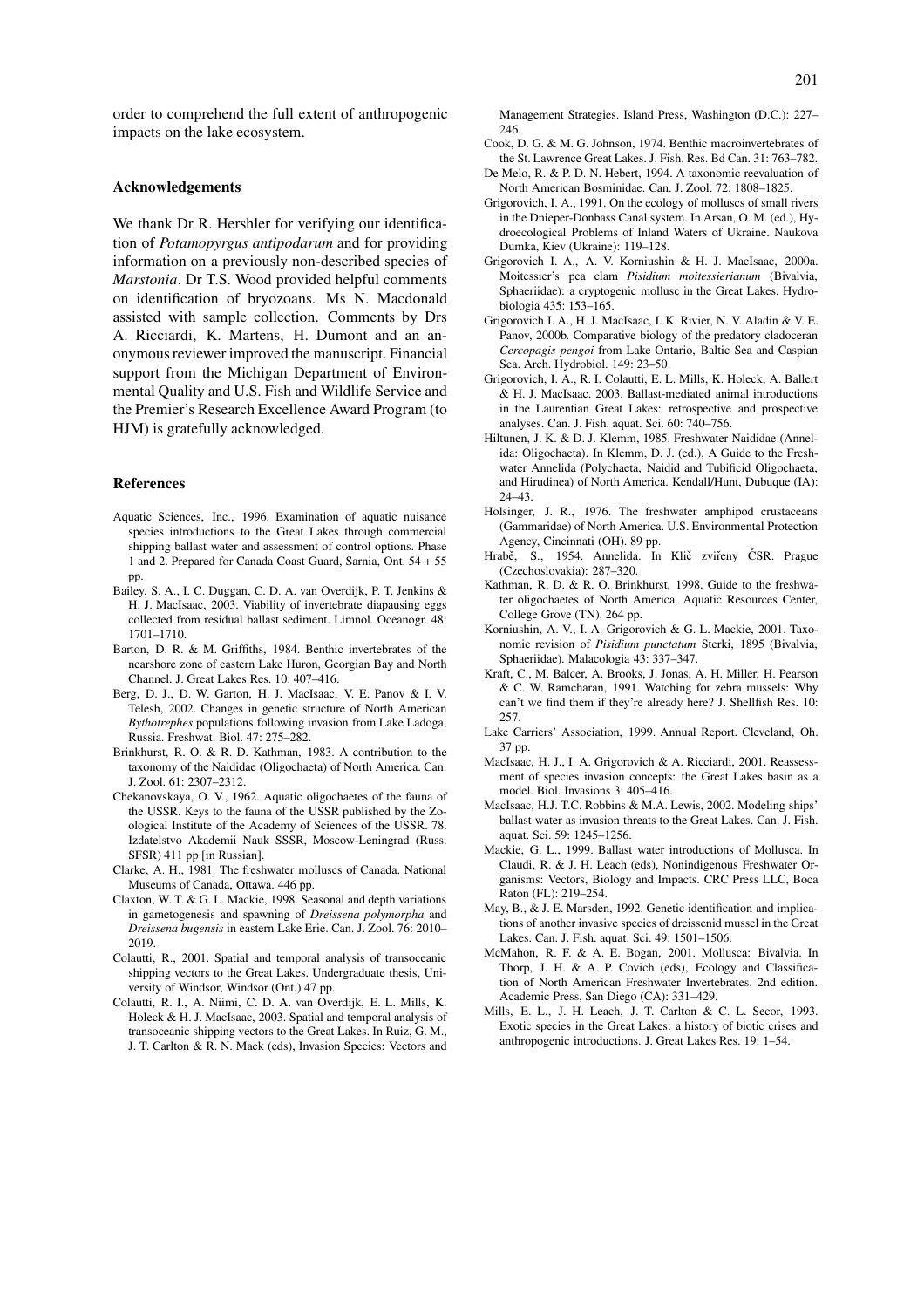order to comprehend the full extent of anthropogenic impacts on the lake ecosystem.

## Acknowledgements

We thank Dr R. Hershler for verifying our identification of *Potamopyrgus antipodarum* and for providing information on a previously non-described species of *Marstonia*. Dr T.S. Wood provided helpful comments on identification of bryozoans. Ms N. Macdonald assisted with sample collection. Comments by Drs A. Ricciardi, K. Martens, H. Dumont and an anonymous reviewer improved the manuscript. Financial support from the Michigan Department of Environmental Quality and U.S. Fish and Wildlife Service and the Premier's Research Excellence Award Program (to HJM) is gratefully acknowledged.

## References

Aquatic Sciences, Inc., 1996. Examination of aquatic nuisance species introductions to the Great Lakes through commercial shipping ballast water and assessment of control options. Phase 1 and 2. Prepared for Canada Coast Guard, Sarnia, Ont. 54 + 55 pp.

Bailey, S. A., I. C. Duggan, C. D. A. van Overdijk, P. T. Jenkins & H. J. MacIsaac, 2003. Viability of invertebrate diapausing eggs collected from residual ballast sediment. Limnol. Oceanogr. 48: 1701–1710.

Barton, D. R. & M. Griffiths, 1984. Benthic invertebrates of the nearshore zone of eastern Lake Huron, Georgian Bay and North Channel. J. Great Lakes Res. 10: 407–416.

Berg, D. J., D. W. Garton, H. J. MacIsaac, V. E. Panov & I. V. Telesh, 2002. Changes in genetic structure of North American *Bythotrephes* populations following invasion from Lake Ladoga, Russia. Freshwat. Biol. 47: 275–282.

Brinkhurst, R. O. & R. D. Kathman, 1983. A contribution to the taxonomy of the Naididae (Oligochaeta) of North America. Can. J. Zool. 61: 2307–2312.

Chekanovskaya, O. V., 1962. Aquatic oligochaetes of the fauna of the USSR. Keys to the fauna of the USSR published by the Zoological Institute of the Academy of Sciences of the USSR. 78. Izdatelstvo Akademii Nauk SSSR, Moscow-Leningrad (Russ. SFSR) 411 pp [in Russian].

Clarke, A. H., 1981. The freshwater molluscs of Canada. National Museums of Canada, Ottawa. 446 pp.

Claxton, W. T. & G. L. Mackie, 1998. Seasonal and depth variations in gametogenesis and spawning of *Dreissena polymorpha* and *Dreissena bugensis* in eastern Lake Erie. Can. J. Zool. 76: 2010–2019.

Colautti, R., 2001. Spatial and temporal analysis of transoceanic shipping vectors to the Great Lakes. Undergraduate thesis, University of Windsor, Windsor (Ont.) 47 pp.

Colautti, R. I., A. Niimi, C. D. A. van Overdijk, E. L. Mills, K. Holeck & H. J. MacIsaac, 2003. Spatial and temporal analysis of transoceanic shipping vectors to the Great Lakes. In Ruiz, G. M., J. T. Carlton & R. N. Mack (eds), Invasion Species: Vectors and Management Strategies. Island Press, Washington (D.C.): 227–246.

Cook, D. G. & M. G. Johnson, 1974. Benthic macroinvertebrates of the St. Lawrence Great Lakes. J. Fish. Res. Bd Can. 31: 763–782.

De Melo, R. & P. D. N. Hebert, 1994. A taxonomic reevaluation of North American Bosminidae. Can. J. Zool. 72: 1808–1825.

Grigorovich, I. A., 1991. On the ecology of molluscs of small rivers in the Dnieper-Donbass Canal system. In Arsan, O. M. (ed.), Hydroecological Problems of Inland Waters of Ukraine. Naukova Dumka, Kiev (Ukraine): 119–128.

Grigorovich I. A., A. V. Korniushin & H. J. MacIsaac, 2000a. Moitessier's pea clam *Pisidium moitessierianum* (Bivalvia, Sphaeriidae): a cryptogenic mollusc in the Great Lakes. Hydrobiologia 435: 153–165.

Grigorovich I. A., H. J. MacIsaac, I. K. Rivier, N. V. Aladin & V. E. Panov, 2000b. Comparative biology of the predatory cladoceran *Cercopagis pengoi* from Lake Ontario, Baltic Sea and Caspian Sea. Arch. Hydrobiol. 149: 23–50.

Grigorovich, I. A., R. I. Colautti, E. L. Mills, K. Holeck, A. Ballert & H. J. MacIsaac. 2003. Ballast-mediated animal introductions in the Laurentian Great Lakes: retrospective and prospective analyses. Can. J. Fish. aquat. Sci. 60: 740–756.

Hiltunen, J. K. & D. J. Klemm, 1985. Freshwater Naididae (Annelida: Oligochaeta). In Klemm, D. J. (ed.), A Guide to the Freshwater Annelida (Polychaeta, Naidid and Tubificid Oligochaeta, and Hirudinea) of North America. Kendall/Hunt, Dubuque (IA): 24–43.

Holsinger, J. R., 1976. The freshwater amphipod crustaceans (Gammaridae) of North America. U.S. Environmental Protection Agency, Cincinnati (OH). 89 pp.

Hrabě, S., 1954. Annelida. In Klič zvířeny ČSR. Prague (Czechoslovakia): 287–320.

Kathman, R. D. & R. O. Brinkhurst, 1998. Guide to the freshwater oligochaetes of North America. Aquatic Resources Center, College Grove (TN). 264 pp.

Korniushin, A. V., I. A. Grigorovich & G. L. Mackie, 2001. Taxonomic revision of *Pisidium punctatum* Sterki, 1895 (Bivalvia, Sphaeriidae). Malacologia 43: 337–347.

Kraft, C., M. Balcer, A. Brooks, J. Jonas, A. H. Miller, H. Pearson & C. W. Ramcharan, 1991. Watching for zebra mussels: Why can't we find them if they're already here? J. Shellfish Res. 10: 257.

Lake Carriers' Association, 1999. Annual Report. Cleveland, Oh. 37 pp.

MacIsaac, H. J., I. A. Grigorovich & A. Ricciardi, 2001. Reassessment of species invasion concepts: the Great Lakes basin as a model. Biol. Invasions 3: 405–416.

MacIsaac, H.J. T.C. Robbins & M.A. Lewis, 2002. Modeling ships' ballast water as invasion threats to the Great Lakes. Can. J. Fish. aquat. Sci. 59: 1245–1256.

Mackie, G. L., 1999. Ballast water introductions of Mollusca. In Claudi, R. & J. H. Leach (eds), Nonindigenous Freshwater Organisms: Vectors, Biology and Impacts. CRC Press LLC, Boca Raton (FL): 219–254.

May, B., & J. E. Marsden, 1992. Genetic identification and implications of another invasive species of dreissenid mussel in the Great Lakes. Can. J. Fish. aquat. Sci. 49: 1501–1506.

McMahon, R. F. & A. E. Bogan, 2001. Mollusca: Bivalvia. In Thorp, J. H. & A. P. Covich (eds), Ecology and Classification of North American Freshwater Invertebrates. 2nd edition. Academic Press, San Diego (CA): 331–429.

Mills, E. L., J. H. Leach, J. T. Carlton & C. L. Secor, 1993. Exotic species in the Great Lakes: a history of biotic crises and anthropogenic introductions. J. Great Lakes Res. 19: 1–54.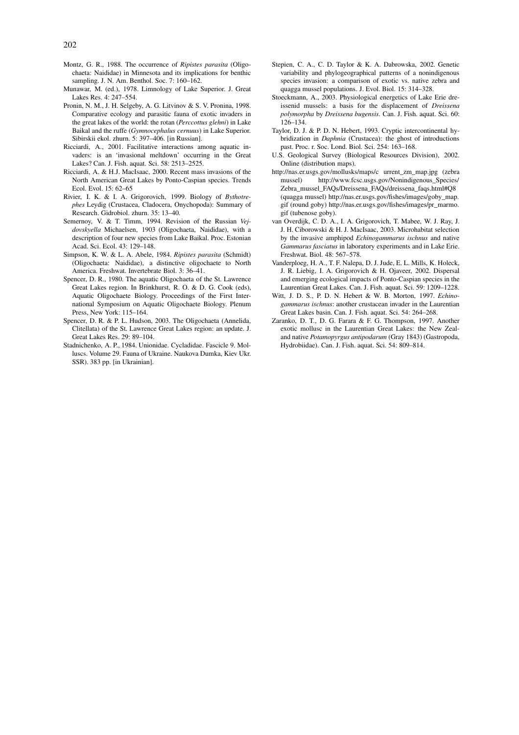Montz, G. R., 1988. The occurrence of *Ripistes parasita* (Oligochaeta: Naididae) in Minnesota and its implications for benthic sampling. J. N. Am. Benthol. Soc. 7: 160–162.

Munawar, M. (ed.), 1978. Limnology of Lake Superior. J. Great Lakes Res. 4: 247–554.

Pronin, N. M., J. H. Selgeby, A. G. Litvinov & S. V. Pronina, 1998. Comparative ecology and parasitic fauna of exotic invaders in the great lakes of the world: the rotan (*Perccottus glehni*) in Lake Baikal and the ruffe (*Gymnocephalus cernuus*) in Lake Superior. Sibirskii ekol. zhurn. 5: 397–406. [in Russian].

Ricciardi, A., 2001. Facilitative interactions among aquatic invaders: is an 'invasional meltdown' occurring in the Great Lakes? Can. J. Fish. aquat. Sci. 58: 2513–2525.

Ricciardi, A. & H.J. MacIsaac, 2000. Recent mass invasions of the North American Great Lakes by Ponto-Caspian species. Trends Ecol. Evol. 15: 62–65

Rivier, I. K. & I. A. Grigorovich, 1999. Biology of *Bythotrephes* Leydig (Crustacea, Cladocera, Onychopoda): Summary of Research. Gidrobiol. zhurn. 35: 13–40.

Semernoy, V. & T. Timm, 1994. Revision of the Russian *Vejdovskyella* Michaelsen, 1903 (Oligochaeta, Naididae), with a description of four new species from Lake Baikal. Proc. Estonian Acad. Sci. Ecol. 43: 129–148.

Simpson, K. W. & L. A. Abele, 1984. *Ripistes parasita* (Schmidt) (Oligochaeta: Naididae), a distinctive oligochaete to North America. Freshwat. Invertebrate Biol. 3: 36–41.

Spencer, D. R., 1980. The aquatic Oligochaeta of the St. Lawrence Great Lakes region. In Brinkhurst, R. O. & D. G. Cook (eds), Aquatic Oligochaete Biology. Proceedings of the First International Symposium on Aquatic Oligochaete Biology. Plenum Press, New York: 115–164.

Spencer, D. R. & P. L. Hudson, 2003. The Oligochaeta (Annelida, Clitellata) of the St. Lawrence Great Lakes region: an update. J. Great Lakes Res. 29: 89–104.

Stadnichenko, A. P., 1984. Unionidae. Cycladidae. Fascicle 9. Molluscs. Volume 29. Fauna of Ukraine. Naukova Dumka, Kiev Ukr. SSR). 383 pp. [in Ukrainian].

Stepien, C. A., C. D. Taylor & K. A. Dabrowska, 2002. Genetic variability and phylogeographical patterns of a nonindigenous species invasion: a comparison of exotic vs. native zebra and quagga mussel populations. J. Evol. Biol. 15: 314–328.

Stoeckmann, A., 2003. Physiological energetics of Lake Erie dreissenid mussels: a basis for the displacement of *Dreissena polymorpha* by *Dreissena bugensis*. Can. J. Fish. aquat. Sci. 60: 126–134.

Taylor, D. J. & P. D. N. Hebert, 1993. Cryptic intercontinental hybridization in *Daphnia* (Crustacea): the ghost of introductions past. Proc. r. Soc. Lond. Biol. Sci. 254: 163–168.

U.S. Geological Survey (Biological Resources Division), 2002. Online (distribution maps).

http://nas.er.usgs.gov/mollusks/maps/c urrent_zm_map.jpg (zebra mussel) http://www.fcsc.usgs.gov/Nonindigenous_Species/Zebra_mussel_FAQs/Dreissena_FAQs/dreissena_faqs.html#Q8 (quagga mussel) http://nas.er.usgs.gov/fishes/images/goby_map.gif (round goby) http://nas.er.usgs.gov/fishes/images/pr_marmo.gif (tubenose goby).

van Overdijk, C. D. A., I. A. Grigorovich, T. Mabee, W. J. Ray, J. J. H. Ciborowski & H. J. MacIsaac, 2003. Microhabitat selection by the invasive amphipod *Echinogammarus ischnus* and native *Gammarus fasciatus* in laboratory experiments and in Lake Erie. Freshwat. Biol. 48: 567–578.

Vanderploeg, H. A., T. F. Nalepa, D. J. Jude, E. L. Mills, K. Holeck, J. R. Liebig, I. A. Grigorovich & H. Ojaveer, 2002. Dispersal and emerging ecological impacts of Ponto-Caspian species in the Laurentian Great Lakes. Can. J. Fish. aquat. Sci. 59: 1209–1228.

Witt, J. D. S., P. D. N. Hebert & W. B. Morton, 1997. *Echinogammarus ischnus*: another crustacean invader in the Laurentian Great Lakes basin. Can. J. Fish. aquat. Sci. 54: 264–268.

Zaranko, D. T., D. G. Farara & F. G. Thompson, 1997. Another exotic mollusc in the Laurentian Great Lakes: the New Zealand native *Potamopyrgus antipodarum* (Gray 1843) (Gastropoda, Hydrobiidae). Can. J. Fish. aquat. Sci. 54: 809–814.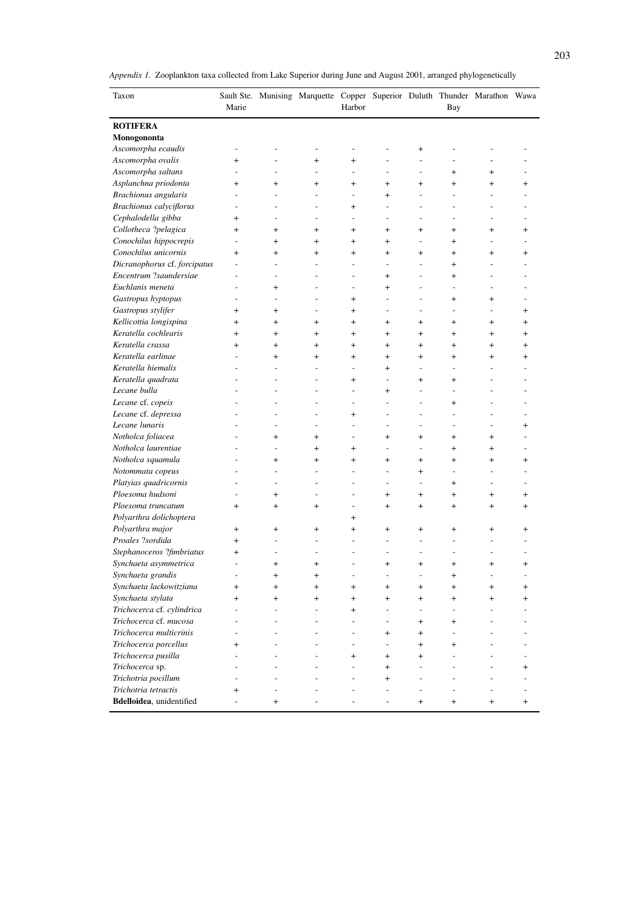*Appendix 1.* Zooplankton taxa collected from Lake Superior during June and August 2001, arranged phylogenetically

| Taxon | Sault Ste. Marie | Munising | Marquette | Copper Harbor | Superior | Duluth | Thunder Bay | Marathon | Wawa |
|---|---|---|---|---|---|---|---|---|---|
| **ROTIFERA** | | | | | | | | | |
| **Monogononta** | | | | | | | | | |
| *Ascomorpha ecaudis* | - | - | - | - | - | + | - | - | - |
| *Ascomorpha ovalis* | + | - | + | + | - | - | - | - | - |
| *Ascomorpha saltans* | - | - | - | - | - | - | + | + | - |
| *Asplanchna priodonta* | + | + | + | + | + | + | + | + | + |
| *Brachionus angularis* | - | - | - | - | + | - | - | - | - |
| *Brachionus calyciflorus* | - | - | - | + | - | - | - | - | - |
| *Cephalodella gibba* | + | - | - | - | - | - | - | - | - |
| *Collotheca ?pelagica* | + | + | + | + | + | + | + | + | + |
| *Conochilus hippocrepis* | - | + | + | + | + | - | + | - | - |
| *Conochilus unicornis* | + | + | + | + | + | + | + | + | + |
| *Dicranophorus* cf. *forcipatus* | - | - | - | - | - | - | + | - | - |
| *Encentrum ?saundersiae* | - | - | - | - | + | - | + | - | - |
| *Euchlanis meneta* | - | + | - | - | + | - | - | - | - |
| *Gastropus hyptopus* | - | - | - | + | - | - | + | + | - |
| *Gastropus stylifer* | + | + | - | + | - | - | - | - | + |
| *Kellicottia longispina* | + | + | + | + | + | + | + | + | + |
| *Keratella cochlearis* | + | + | + | + | + | + | + | + | + |
| *Keratella crassa* | + | + | + | + | + | + | + | + | + |
| *Keratella earlinae* | - | + | + | + | + | + | + | + | + |
| *Keratella hiemalis* | - | - | - | - | + | - | - | - | - |
| *Keratella quadrata* | - | - | - | + | - | + | + | - | - |
| *Lecane bulla* | - | - | - | - | + | - | - | - | - |
| *Lecane* cf. *copeis* | - | - | - | - | - | - | + | - | - |
| *Lecane* cf. *depressa* | - | - | - | + | - | - | - | - | - |
| *Lecane lunaris* | - | - | - | - | - | - | - | - | + |
| *Notholca foliacea* | - | + | + | - | + | + | + | + | - |
| *Notholca laurentiae* | - | - | + | + | - | - | + | + | - |
| *Notholca squamula* | - | + | + | + | + | + | + | + | + |
| *Notommata copeus* | - | - | - | - | - | + | - | - | - |
| *Platyias quadricornis* | - | - | - | - | - | - | + | - | - |
| *Ploesoma hudsoni* | - | + | - | - | + | + | + | + | + |
| *Ploesoma truncatum* | + | + | + | - | + | + | + | + | + |
| *Polyarthra dolichoptera* | | | | + | | | | | |
| *Polyarthra major* | + | + | + | + | + | + | + | + | + |
| *Proales ?sordida* | + | - | - | - | - | - | - | - | - |
| *Stephanoceros ?fimbriatus* | + | - | - | - | - | - | - | - | - |
| *Synchaeta asymmetrica* | - | + | + | - | + | + | + | + | + |
| *Synchaeta grandis* | - | + | + | - | - | - | + | - | - |
| *Synchaeta lackowitziana* | + | + | + | + | + | + | + | + | + |
| *Synchaeta stylata* | + | + | + | + | + | + | + | + | + |
| *Trichocerca* cf. *cylindrica* | - | - | - | + | - | - | - | - | - |
| *Trichocerca* cf. *mucosa* | - | - | - | - | - | + | + | - | - |
| *Trichocerca multicrinis* | - | - | - | - | + | + | - | - | - |
| *Trichocerca porcellus* | + | - | - | - | - | + | + | - | - |
| *Trichocerca pusilla* | - | - | - | + | + | + | - | - | - |
| *Trichocerca* sp. | - | - | - | - | + | - | - | - | + |
| *Trichotria pocillum* | - | - | - | - | + | - | - | - | - |
| *Trichotria tetractis* | + | - | - | - | - | - | - | - | - |
| **Bdelloidea**, unidentified | - | + | - | - | - | + | + | + | + |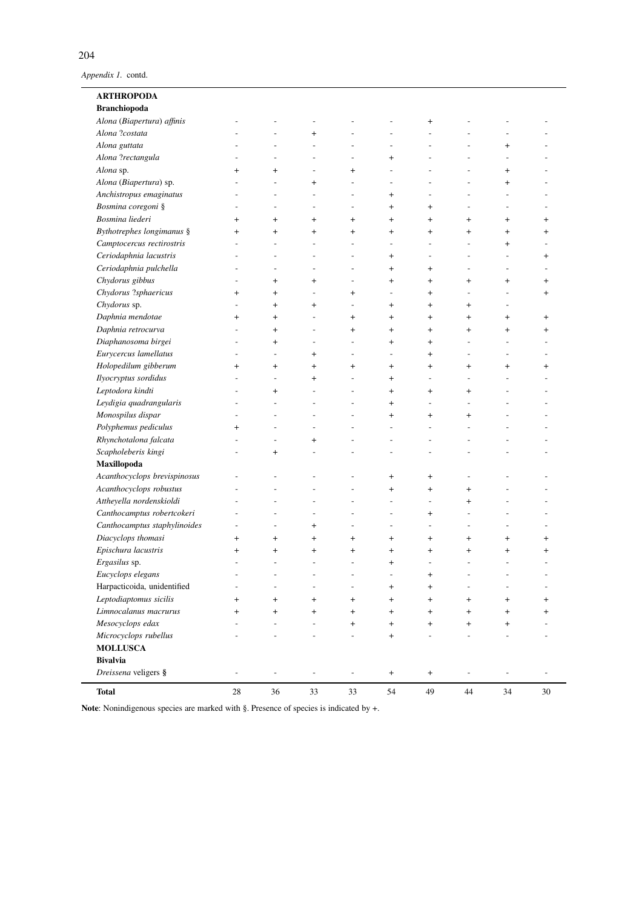*Appendix 1.* contd.

| | | | | | | | | | |
|---|---|---|---|---|---|---|---|---|---|
| **ARTHROPODA** | | | | | | | | | |
| **Branchiopoda** | | | | | | | | | |
| *Alona* (*Biapertura*) *affinis* | - | - | - | - | - | + | - | - | - |
| *Alona ?costata* | - | - | + | - | - | - | - | - | - |
| *Alona guttata* | - | - | - | - | - | - | - | + | - |
| *Alona ?rectangula* | - | - | - | - | + | - | - | - | - |
| *Alona* sp. | + | + | - | + | - | - | - | + | - |
| *Alona* (*Biapertura*) sp. | - | - | + | - | - | - | - | + | - |
| *Anchistropus emaginatus* | - | - | - | - | + | - | - | - | - |
| *Bosmina coregoni* § | - | - | - | - | + | + | - | - | - |
| *Bosmina liederi* | + | + | + | + | + | + | + | + | + |
| *Bythotrephes longimanus* § | + | + | + | + | + | + | + | + | + |
| *Camptocercus rectirostris* | - | - | - | - | - | - | - | + | - |
| *Ceriodaphnia lacustris* | - | - | - | - | + | - | - | - | + |
| *Ceriodaphnia pulchella* | - | - | - | - | + | + | - | - | - |
| *Chydorus gibbus* | - | + | + | - | + | + | + | + | + |
| *Chydorus ?sphaericus* | + | + | - | + | - | + | - | - | + |
| *Chydorus* sp. | - | + | + | - | + | + | + | - | |
| *Daphnia mendotae* | + | + | - | + | + | + | + | + | + |
| *Daphnia retrocurva* | - | + | - | + | + | + | + | + | + |
| *Diaphanosoma birgei* | - | + | - | - | + | + | - | - | - |
| *Eurycercus lamellatus* | - | - | + | - | - | + | - | - | - |
| *Holopedilum gibberum* | + | + | + | + | + | + | + | + | + |
| *Ilyocryptus sordidus* | - | - | + | - | + | - | - | - | - |
| *Leptodora kindti* | - | + | - | - | + | + | + | - | - |
| *Leydigia quadrangularis* | - | - | - | - | + | - | - | - | - |
| *Monospilus dispar* | - | - | - | - | + | + | + | - | - |
| *Polyphemus pediculus* | + | - | - | - | - | - | - | - | - |
| *Rhynchotalona falcata* | - | - | + | - | - | - | - | - | - |
| *Scapholeberis kingi* | - | + | - | - | - | - | - | - | - |
| **Maxillopoda** | | | | | | | | | |
| *Acanthocyclops brevispinosus* | - | - | - | - | + | + | - | - | - |
| *Acanthocyclops robustus* | - | - | - | - | + | + | + | - | - |
| *Attheyella nordenskioldi* | - | - | - | - | - | - | + | - | - |
| *Canthocamptus robertcokeri* | - | - | - | - | - | + | - | - | - |
| *Canthocamptus staphylinoides* | - | - | + | - | - | - | - | - | - |
| *Diacyclops thomasi* | + | + | + | + | + | + | + | + | + |
| *Epischura lacustris* | + | + | + | + | + | + | + | + | + |
| *Ergasilus* sp. | - | - | - | - | + | - | - | - | - |
| *Eucyclops elegans* | - | - | - | - | - | + | - | - | - |
| Harpacticoida, unidentified | - | - | - | - | + | + | - | - | - |
| *Leptodiaptomus sicilis* | + | + | + | + | + | + | + | + | + |
| *Limnocalanus macrurus* | + | + | + | + | + | + | + | + | + |
| *Mesocyclops edax* | - | - | - | + | + | + | + | + | - |
| *Microcyclops rubellus* | - | - | - | - | + | - | - | - | - |
| **MOLLUSCA** | | | | | | | | | |
| **Bivalvia** | | | | | | | | | |
| *Dreissena* veligers **§** | - | - | - | - | + | + | - | - | - |
| **Total** | 28 | 36 | 33 | 33 | 54 | 49 | 44 | 34 | 30 |

**Note**: Nonindigenous species are marked with §. Presence of species is indicated by +.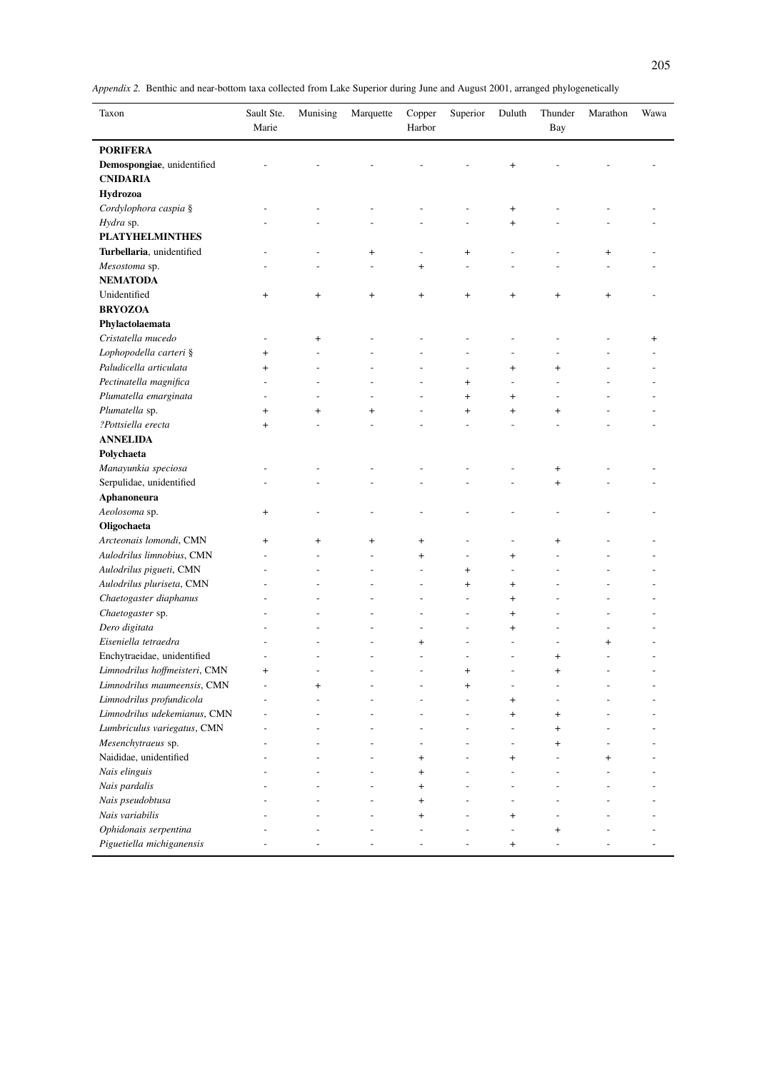*Appendix 2.* Benthic and near-bottom taxa collected from Lake Superior during June and August 2001, arranged phylogenetically

| Taxon | Sault Ste. Marie | Munising | Marquette | Copper Harbor | Superior | Duluth | Thunder Bay | Marathon | Wawa |
|---|---|---|---|---|---|---|---|---|---|
| **PORIFERA** | | | | | | | | | |
| **Demospongiae**, unidentified | - | - | - | - | - | + | - | - | - |
| **CNIDARIA** | | | | | | | | | |
| **Hydrozoa** | | | | | | | | | |
| *Cordylophora caspia* § | - | - | - | - | - | + | - | - | - |
| *Hydra* sp. | - | - | - | - | - | + | - | - | - |
| **PLATYHELMINTHES** | | | | | | | | | |
| **Turbellaria**, unidentified | - | - | + | - | + | - | - | + | - |
| *Mesostoma* sp. | - | - | - | + | - | - | - | - | - |
| **NEMATODA** | | | | | | | | | |
| Unidentified | + | + | + | + | + | + | + | + | - |
| **BRYOZOA** | | | | | | | | | |
| **Phylactolaemata** | | | | | | | | | |
| *Cristatella mucedo* | - | + | - | - | - | - | - | - | + |
| *Lophopodella carteri* § | + | - | - | - | - | - | - | - | - |
| *Paludicella articulata* | + | - | - | - | - | + | + | - | - |
| *Pectinatella magnifica* | - | - | - | - | + | - | - | - | - |
| *Plumatella emarginata* | - | - | - | - | + | + | - | - | - |
| *Plumatella* sp. | + | + | + | - | + | + | + | - | - |
| *?Pottsiella erecta* | + | - | - | - | - | - | - | - | - |
| **ANNELIDA** | | | | | | | | | |
| **Polychaeta** | | | | | | | | | |
| *Manayunkia speciosa* | - | - | - | - | - | - | + | - | - |
| Serpulidae, unidentified | - | - | - | - | - | - | + | - | - |
| **Aphanoneura** | | | | | | | | | |
| *Aeolosoma* sp. | + | - | - | - | - | - | - | - | - |
| **Oligochaeta** | | | | | | | | | |
| *Arcteonais lomondi*, CMN | + | + | + | + | - | - | + | - | - |
| *Aulodrilus limnobius*, CMN | - | - | - | + | - | + | - | - | - |
| *Aulodrilus pigueti*, CMN | - | - | - | - | + | - | - | - | - |
| *Aulodrilus pluriseta*, CMN | - | - | - | - | + | + | - | - | - |
| *Chaetogaster diaphanus* | - | - | - | - | - | + | - | - | - |
| *Chaetogaster* sp. | - | - | - | - | - | + | - | - | - |
| *Dero digitata* | - | - | - | - | - | + | - | - | - |
| *Eiseniella tetraedra* | - | - | - | + | - | - | - | + | - |
| Enchytraeidae, unidentified | - | - | - | - | - | - | + | - | - |
| *Limnodrilus hoffmeisteri*, CMN | + | - | - | - | + | - | + | - | - |
| *Limnodrilus maumeensis*, CMN | - | + | - | - | + | - | - | - | - |
| *Limnodrilus profundicola* | - | - | - | - | - | + | - | - | - |
| *Limnodrilus udekemianus*, CMN | - | - | - | - | - | + | + | - | - |
| *Lumbriculus variegatus*, CMN | - | - | - | - | - | - | + | - | - |
| *Mesenchytraeus* sp. | - | - | - | - | - | - | + | - | - |
| Naididae, unidentified | - | - | - | + | - | + | - | + | - |
| *Nais elinguis* | - | - | - | + | - | - | - | - | - |
| *Nais pardalis* | - | - | - | + | - | - | - | - | - |
| *Nais pseudobtusa* | - | - | - | + | - | - | - | - | - |
| *Nais variabilis* | - | - | - | + | - | + | - | - | - |
| *Ophidonais serpentina* | - | - | - | - | - | - | + | - | - |
| *Piguetiella michiganensis* | - | - | - | - | - | + | - | - | - |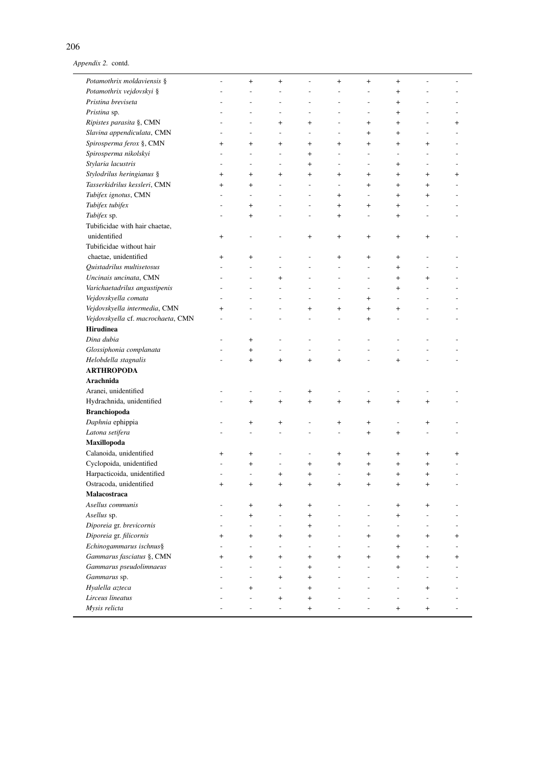*Appendix 2.* contd.

| | | | | | | | | | |
|---|---|---|---|---|---|---|---|---|---|
| *Potamothrix moldaviensis* § | - | + | + | - | + | + | + | - | - |
| *Potamothrix vejdovskyi* § | - | - | - | - | - | - | + | - | - |
| *Pristina breviseta* | - | - | - | - | - | - | + | - | - |
| *Pristina* sp. | - | - | - | - | - | - | + | - | - |
| *Ripistes parasita* §, CMN | - | - | + | + | - | + | + | - | + |
| *Slavina appendiculata*, CMN | - | - | - | - | - | + | + | - | - |
| *Spirosperma ferox* §, CMN | + | + | + | + | + | + | + | + | - |
| *Spirosperma nikolskyi* | - | - | - | + | - | - | - | - | - |
| *Stylaria lacustris* | - | - | - | + | - | - | + | - | - |
| *Stylodrilus heringianus* § | + | + | + | + | + | + | + | + | + |
| *Tasserkidrilus kessleri*, CMN | + | + | - | - | - | + | + | + | - |
| *Tubifex ignotus*, CMN | - | - | - | - | + | - | + | + | - |
| *Tubifex tubifex* | - | + | - | - | + | + | + | - | - |
| *Tubifex* sp. | - | + | - | - | + | - | + | - | - |
| Tubificidae with hair chaetae, unidentified | + | - | - | + | + | + | + | + | - |
| Tubificidae without hair chaetae, unidentified | + | + | - | - | + | + | + | - | - |
| *Quistadrilus multisetosus* | - | - | - | - | - | - | + | - | - |
| *Uncinais uncinata*, CMN | - | - | + | - | - | - | + | + | - |
| *Varichaetadrilus angustipenis* | - | - | - | - | - | - | + | - | - |
| *Vejdovskyella comata* | - | - | - | - | - | + | - | - | - |
| *Vejdovskyella intermedia*, CMN | + | - | - | + | + | + | + | - | - |
| *Vejdovskyella* cf. *macrochaeta*, CMN | - | - | - | - | - | + | - | - | - |
| **Hirudinea** | | | | | | | | | |
| *Dina dubia* | - | + | - | - | - | - | - | - | - |
| *Glossiphonia complanata* | - | + | - | - | - | - | - | - | - |
| *Helobdella stagnalis* | - | + | + | + | + | - | + | - | - |
| **ARTHROPODA** | | | | | | | | | |
| **Arachnida** | | | | | | | | | |
| Aranei, unidentified | - | - | - | + | - | - | - | - | - |
| Hydrachnida, unidentified | - | + | + | + | + | + | + | + | - |
| **Branchiopoda** | | | | | | | | | |
| *Daphnia* ephippia | - | + | + | - | + | + | - | + | - |
| *Latona setifera* | - | - | - | - | - | + | + | - | - |
| **Maxillopoda** | | | | | | | | | |
| Calanoida, unidentified | + | + | - | - | + | + | + | + | + |
| Cyclopoida, unidentified | - | + | - | + | + | + | + | + | - |
| Harpacticoida, unidentified | - | - | + | + | - | + | + | + | - |
| Ostracoda, unidentified | + | + | + | + | + | + | + | + | - |
| **Malacostraca** | | | | | | | | | |
| *Asellus communis* | - | + | + | + | - | - | + | + | - |
| *Asellus* sp. | - | + | - | + | - | - | + | - | - |
| *Diporeia* gr. *brevicornis* | - | - | - | + | - | - | - | - | - |
| *Diporeia* gr. *filicornis* | + | + | + | + | - | + | + | + | + |
| *Echinogammarus ischnus*§ | - | - | - | - | - | - | + | - | - |
| *Gammarus fasciatus* §, CMN | + | + | + | + | + | + | + | + | + |
| *Gammarus pseudolimnaeus* | - | - | - | + | - | - | + | - | - |
| *Gammarus* sp. | - | - | + | + | - | - | - | - | - |
| *Hyalella azteca* | - | + | - | + | - | - | - | + | - |
| *Lirceus lineatus* | - | - | + | + | - | - | - | - | - |
| *Mysis relicta* | - | - | - | + | - | - | + | + | - |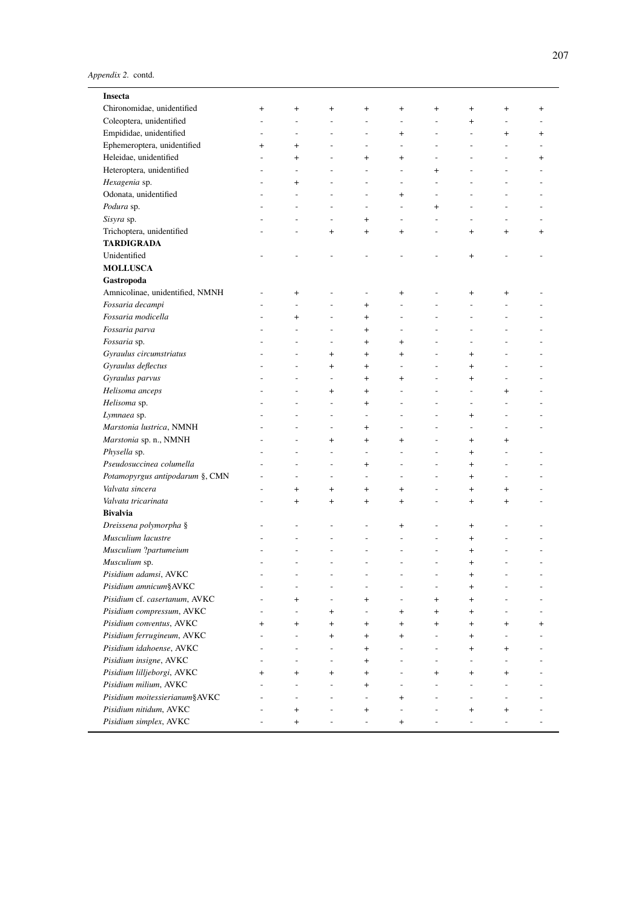*Appendix 2.* contd.

| | | | | | | | | | |
|---|---|---|---|---|---|---|---|---|---|
| **Insecta** | | | | | | | | | |
| Chironomidae, unidentified | + | + | + | + | + | + | + | + | + |
| Coleoptera, unidentified | - | - | - | - | - | - | + | - | - |
| Empididae, unidentified | - | - | - | - | + | - | - | + | + |
| Ephemeroptera, unidentified | + | + | - | - | - | - | - | - | - |
| Heleidae, unidentified | - | + | - | + | + | - | - | - | + |
| Heteroptera, unidentified | - | - | - | - | - | + | - | - | - |
| *Hexagenia* sp. | - | + | - | - | - | - | - | - | - |
| Odonata, unidentified | - | - | - | - | + | - | - | - | - |
| *Podura* sp. | - | - | - | - | - | + | - | - | - |
| *Sisyra* sp. | - | - | - | + | - | - | - | - | - |
| Trichoptera, unidentified | - | - | + | + | + | - | + | + | + |
| **TARDIGRADA** | | | | | | | | | |
| Unidentified | - | - | - | - | - | - | + | - | - |
| **MOLLUSCA** | | | | | | | | | |
| **Gastropoda** | | | | | | | | | |
| Amnicolinae, unidentified, NMNH | - | + | - | - | + | - | + | + | - |
| *Fossaria decampi* | - | - | - | + | - | - | - | - | - |
| *Fossaria modicella* | - | + | - | + | - | - | - | - | - |
| *Fossaria parva* | - | - | - | + | - | - | - | - | - |
| *Fossaria* sp. | - | - | - | + | + | - | - | - | - |
| *Gyraulus circumstriatus* | - | - | + | + | + | - | + | - | - |
| *Gyraulus deflectus* | - | - | + | + | - | - | + | - | - |
| *Gyraulus parvus* | - | - | - | + | + | - | + | - | - |
| *Helisoma anceps* | - | - | + | + | - | - | - | + | - |
| *Helisoma* sp. | - | - | - | + | - | - | - | - | - |
| *Lymnaea* sp. | - | - | - | - | - | - | + | - | - |
| *Marstonia lustrica*, NMNH | - | - | - | + | - | - | - | - | - |
| *Marstonia* sp. n., NMNH | - | - | + | + | + | - | + | + | |
| *Physella* sp. | - | - | - | - | - | - | + | - | - |
| *Pseudosuccinea columella* | - | - | - | + | - | - | + | - | - |
| *Potamopyrgus antipodarum* §, CMN | - | - | - | - | - | - | + | - | - |
| *Valvata sincera* | - | + | + | + | + | - | + | + | - |
| *Valvata tricarinata* | - | + | + | + | + | - | + | + | - |
| **Bivalvia** | | | | | | | | | |
| *Dreissena polymorpha* § | - | - | - | - | + | - | + | - | - |
| *Musculium lacustre* | - | - | - | - | - | - | + | - | - |
| *Musculium ?partumeium* | - | - | - | - | - | - | + | - | - |
| *Musculium* sp. | - | - | - | - | - | - | + | - | - |
| *Pisidium adamsi*, AVKC | - | - | - | - | - | - | + | - | - |
| *Pisidium amnicum*§AVKC | - | - | - | - | - | - | + | - | - |
| *Pisidium* cf. *casertanum*, AVKC | - | + | - | + | - | + | + | - | - |
| *Pisidium compressum*, AVKC | - | - | + | - | + | + | + | - | - |
| *Pisidium conventus*, AVKC | + | + | + | + | + | + | + | + | + |
| *Pisidium ferrugineum*, AVKC | - | - | + | + | + | - | + | - | - |
| *Pisidium idahoense*, AVKC | - | - | - | + | - | - | + | + | - |
| *Pisidium insigne*, AVKC | - | - | - | + | - | - | - | - | - |
| *Pisidium lilljeborgi*, AVKC | + | + | + | + | - | + | + | + | - |
| *Pisidium milium*, AVKC | - | - | - | + | - | - | - | - | - |
| *Pisidium moitessierianum*§AVKC | - | - | - | - | + | - | - | - | - |
| *Pisidium nitidum*, AVKC | - | + | - | + | - | - | + | + | - |
| *Pisidium simplex*, AVKC | - | + | - | - | + | - | - | - | - |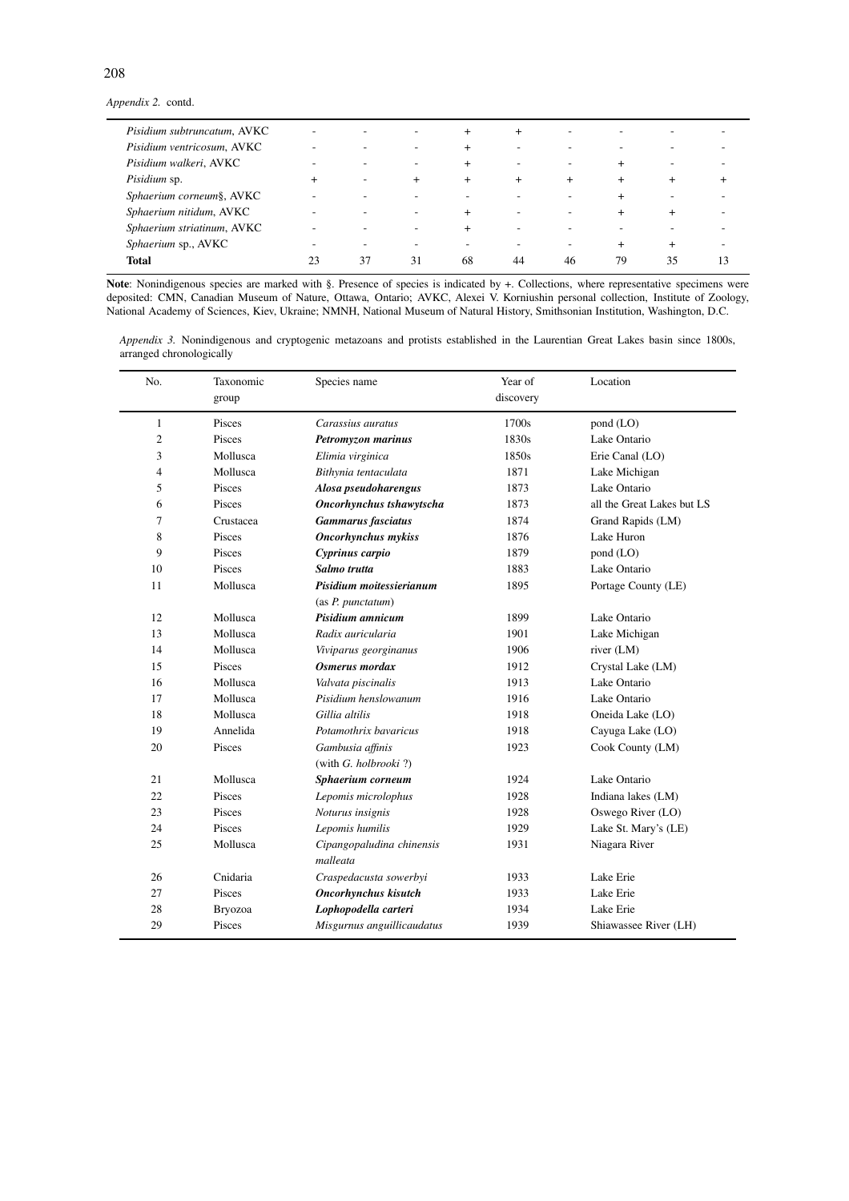*Appendix 2.* contd.

| | | | | | | | | | |
|---|---|---|---|---|---|---|---|---|---|
| *Pisidium subtruncatum*, AVKC | - | - | - | + | + | - | - | - | - |
| *Pisidium ventricosum*, AVKC | - | - | - | + | - | - | - | - | - |
| *Pisidium walkeri*, AVKC | - | - | - | + | - | - | + | - | - |
| *Pisidium* sp. | + | - | + | + | + | + | + | + | + |
| *Sphaerium corneum*§, AVKC | - | - | - | - | - | - | + | - | - |
| *Sphaerium nitidum*, AVKC | - | - | - | + | - | - | + | + | - |
| *Sphaerium striatinum*, AVKC | - | - | - | + | - | - | - | - | - |
| *Sphaerium* sp., AVKC | - | - | - | - | - | - | + | + | - |
| **Total** | 23 | 37 | 31 | 68 | 44 | 46 | 79 | 35 | 13 |

**Note**: Nonindigenous species are marked with §. Presence of species is indicated by +. Collections, where representative specimens were deposited: CMN, Canadian Museum of Nature, Ottawa, Ontario; AVKC, Alexei V. Korniushin personal collection, Institute of Zoology, National Academy of Sciences, Kiev, Ukraine; NMNH, National Museum of Natural History, Smithsonian Institution, Washington, D.C.

*Appendix 3.* Nonindigenous and cryptogenic metazoans and protists established in the Laurentian Great Lakes basin since 1800s, arranged chronologically

| No. | Taxonomic group | Species name | Year of discovery | Location |
|---|---|---|---|---|
| 1 | Pisces | *Carassius auratus* | 1700s | pond (LO) |
| 2 | Pisces | ***Petromyzon marinus*** | 1830s | Lake Ontario |
| 3 | Mollusca | *Elimia virginica* | 1850s | Erie Canal (LO) |
| 4 | Mollusca | *Bithynia tentaculata* | 1871 | Lake Michigan |
| 5 | Pisces | ***Alosa pseudoharengus*** | 1873 | Lake Ontario |
| 6 | Pisces | ***Oncorhynchus tshawytscha*** | 1873 | all the Great Lakes but LS |
| 7 | Crustacea | ***Gammarus fasciatus*** | 1874 | Grand Rapids (LM) |
| 8 | Pisces | ***Oncorhynchus mykiss*** | 1876 | Lake Huron |
| 9 | Pisces | ***Cyprinus carpio*** | 1879 | pond (LO) |
| 10 | Pisces | ***Salmo trutta*** | 1883 | Lake Ontario |
| 11 | Mollusca | ***Pisidium moitessierianum*** (as *P. punctatum*) | 1895 | Portage County (LE) |
| 12 | Mollusca | ***Pisidium amnicum*** | 1899 | Lake Ontario |
| 13 | Mollusca | *Radix auricularia* | 1901 | Lake Michigan |
| 14 | Mollusca | *Viviparus georginanus* | 1906 | river (LM) |
| 15 | Pisces | ***Osmerus mordax*** | 1912 | Crystal Lake (LM) |
| 16 | Mollusca | *Valvata piscinalis* | 1913 | Lake Ontario |
| 17 | Mollusca | *Pisidium henslowanum* | 1916 | Lake Ontario |
| 18 | Mollusca | *Gillia altilis* | 1918 | Oneida Lake (LO) |
| 19 | Annelida | *Potamothrix bavaricus* | 1918 | Cayuga Lake (LO) |
| 20 | Pisces | *Gambusia affinis* (with *G. holbrooki* ?) | 1923 | Cook County (LM) |
| 21 | Mollusca | ***Sphaerium corneum*** | 1924 | Lake Ontario |
| 22 | Pisces | *Lepomis microlophus* | 1928 | Indiana lakes (LM) |
| 23 | Pisces | *Noturus insignis* | 1928 | Oswego River (LO) |
| 24 | Pisces | *Lepomis humilis* | 1929 | Lake St. Mary's (LE) |
| 25 | Mollusca | *Cipangopaludina chinensis malleata* | 1931 | Niagara River |
| 26 | Cnidaria | *Craspedacusta sowerbyi* | 1933 | Lake Erie |
| 27 | Pisces | ***Oncorhynchus kisutch*** | 1933 | Lake Erie |
| 28 | Bryozoa | ***Lophopodella carteri*** | 1934 | Lake Erie |
| 29 | Pisces | *Misgurnus anguillicaudatus* | 1939 | Shiawassee River (LH) |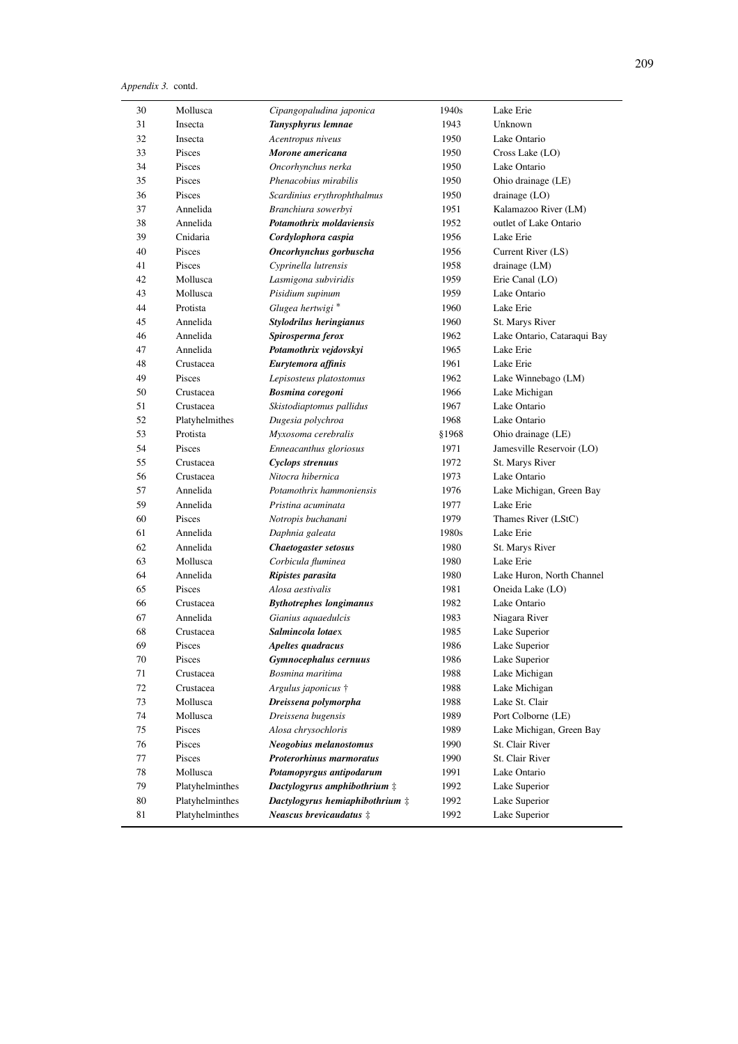*Appendix 3.* contd.

| | | | | |
|---|---|---|---|---|
| 30 | Mollusca | *Cipangopaludina japonica* | 1940s | Lake Erie |
| 31 | Insecta | ***Tanysphyrus lemnae*** | 1943 | Unknown |
| 32 | Insecta | *Acentropus niveus* | 1950 | Lake Ontario |
| 33 | Pisces | ***Morone americana*** | 1950 | Cross Lake (LO) |
| 34 | Pisces | *Oncorhynchus nerka* | 1950 | Lake Ontario |
| 35 | Pisces | *Phenacobius mirabilis* | 1950 | Ohio drainage (LE) |
| 36 | Pisces | *Scardinius erythrophthalmus* | 1950 | drainage (LO) |
| 37 | Annelida | *Branchiura sowerbyi* | 1951 | Kalamazoo River (LM) |
| 38 | Annelida | ***Potamothrix moldaviensis*** | 1952 | outlet of Lake Ontario |
| 39 | Cnidaria | ***Cordylophora caspia*** | 1956 | Lake Erie |
| 40 | Pisces | ***Oncorhynchus gorbuscha*** | 1956 | Current River (LS) |
| 41 | Pisces | *Cyprinella lutrensis* | 1958 | drainage (LM) |
| 42 | Mollusca | *Lasmigona subviridis* | 1959 | Erie Canal (LO) |
| 43 | Mollusca | *Pisidium supinum* | 1959 | Lake Ontario |
| 44 | Protista | *Glugea hertwigi* * | 1960 | Lake Erie |
| 45 | Annelida | ***Stylodrilus heringianus*** | 1960 | St. Marys River |
| 46 | Annelida | ***Spirosperma ferox*** | 1962 | Lake Ontario, Cataraqui Bay |
| 47 | Annelida | ***Potamothrix vejdovskyi*** | 1965 | Lake Erie |
| 48 | Crustacea | ***Eurytemora affinis*** | 1961 | Lake Erie |
| 49 | Pisces | *Lepisosteus platostomus* | 1962 | Lake Winnebago (LM) |
| 50 | Crustacea | ***Bosmina coregoni*** | 1966 | Lake Michigan |
| 51 | Crustacea | *Skistodiaptomus pallidus* | 1967 | Lake Ontario |
| 52 | Platyhelmithes | *Dugesia polychroa* | 1968 | Lake Ontario |
| 53 | Protista | *Myxosoma cerebralis* | §1968 | Ohio drainage (LE) |
| 54 | Pisces | *Enneacanthus gloriosus* | 1971 | Jamesville Reservoir (LO) |
| 55 | Crustacea | ***Cyclops strenuus*** | 1972 | St. Marys River |
| 56 | Crustacea | *Nitocra hibernica* | 1973 | Lake Ontario |
| 57 | Annelida | *Potamothrix hammoniensis* | 1976 | Lake Michigan, Green Bay |
| 59 | Annelida | *Pristina acuminata* | 1977 | Lake Erie |
| 60 | Pisces | *Notropis buchanani* | 1979 | Thames River (LStC) |
| 61 | Annelida | *Daphnia galeata* | 1980s | Lake Erie |
| 62 | Annelida | ***Chaetogaster setosus*** | 1980 | St. Marys River |
| 63 | Mollusca | *Corbicula fluminea* | 1980 | Lake Erie |
| 64 | Annelida | ***Ripistes parasita*** | 1980 | Lake Huron, North Channel |
| 65 | Pisces | *Alosa aestivalis* | 1981 | Oneida Lake (LO) |
| 66 | Crustacea | ***Bythotrephes longimanus*** | 1982 | Lake Ontario |
| 67 | Annelida | *Gianius aquaedulcis* | 1983 | Niagara River |
| 68 | Crustacea | ***Salmincola lotae***x | 1985 | Lake Superior |
| 69 | Pisces | ***Apeltes quadracus*** | 1986 | Lake Superior |
| 70 | Pisces | ***Gymnocephalus cernuus*** | 1986 | Lake Superior |
| 71 | Crustacea | *Bosmina maritima* | 1988 | Lake Michigan |
| 72 | Crustacea | *Argulus japonicus* † | 1988 | Lake Michigan |
| 73 | Mollusca | ***Dreissena polymorpha*** | 1988 | Lake St. Clair |
| 74 | Mollusca | *Dreissena bugensis* | 1989 | Port Colborne (LE) |
| 75 | Pisces | *Alosa chrysochloris* | 1989 | Lake Michigan, Green Bay |
| 76 | Pisces | ***Neogobius melanostomus*** | 1990 | St. Clair River |
| 77 | Pisces | ***Proterorhinus marmoratus*** | 1990 | St. Clair River |
| 78 | Mollusca | ***Potamopyrgus antipodarum*** | 1991 | Lake Ontario |
| 79 | Platyhelminthes | ***Dactylogyrus amphibothrium*** ‡ | 1992 | Lake Superior |
| 80 | Platyhelminthes | ***Dactylogyrus hemiaphibothrium*** ‡ | 1992 | Lake Superior |
| 81 | Platyhelminthes | ***Neascus brevicaudatus*** ‡ | 1992 | Lake Superior |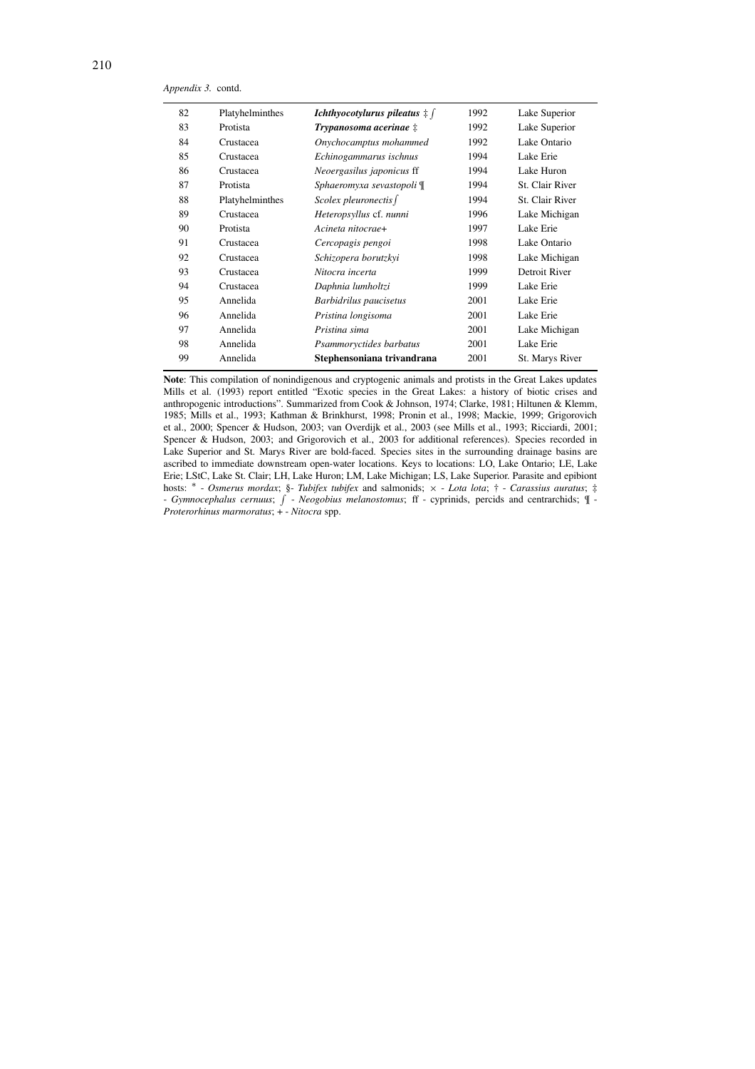*Appendix 3.* contd.

| | | | | |
|---|---|---|---|---|
| 82 | Platyhelminthes | ***Ichthyocotylurus pileatus*** ‡ ∫ | 1992 | Lake Superior |
| 83 | Protista | ***Trypanosoma acerinae*** ‡ | 1992 | Lake Superior |
| 84 | Crustacea | *Onychocamptus mohammed* | 1992 | Lake Ontario |
| 85 | Crustacea | *Echinogammarus ischnus* | 1994 | Lake Erie |
| 86 | Crustacea | *Neoergasilus japonicus* ff | 1994 | Lake Huron |
| 87 | Protista | *Sphaeromyxa sevastopoli* ¶ | 1994 | St. Clair River |
| 88 | Platyhelminthes | *Scolex pleuronectis* ∫ | 1994 | St. Clair River |
| 89 | Crustacea | *Heteropsyllus* cf. *nunni* | 1996 | Lake Michigan |
| 90 | Protista | *Acineta nitocrae*+ | 1997 | Lake Erie |
| 91 | Crustacea | *Cercopagis pengoi* | 1998 | Lake Ontario |
| 92 | Crustacea | *Schizopera borutzkyi* | 1998 | Lake Michigan |
| 93 | Crustacea | *Nitocra incerta* | 1999 | Detroit River |
| 94 | Crustacea | *Daphnia lumholtzi* | 1999 | Lake Erie |
| 95 | Annelida | *Barbidrilus paucisetus* | 2001 | Lake Erie |
| 96 | Annelida | *Pristina longisoma* | 2001 | Lake Erie |
| 97 | Annelida | *Pristina sima* | 2001 | Lake Michigan |
| 98 | Annelida | *Psammoryctides barbatus* | 2001 | Lake Erie |
| 99 | Annelida | **Stephensoniana trivandrana** | 2001 | St. Marys River |

**Note**: This compilation of nonindigenous and cryptogenic animals and protists in the Great Lakes updates Mills et al. (1993) report entitled "Exotic species in the Great Lakes: a history of biotic crises and anthropogenic introductions". Summarized from Cook & Johnson, 1974; Clarke, 1981; Hiltunen & Klemm, 1985; Mills et al., 1993; Kathman & Brinkhurst, 1998; Pronin et al., 1998; Mackie, 1999; Grigorovich et al., 2000; Spencer & Hudson, 2003; van Overdijk et al., 2003 (see Mills et al., 1993; Ricciardi, 2001; Spencer & Hudson, 2003; and Grigorovich et al., 2003 for additional references). Species recorded in Lake Superior and St. Marys River are bold-faced. Species sites in the surrounding drainage basins are ascribed to immediate downstream open-water locations. Keys to locations: LO, Lake Ontario; LE, Lake Erie; LStC, Lake St. Clair; LH, Lake Huron; LM, Lake Michigan; LS, Lake Superior. Parasite and epibiont hosts: * - *Osmerus mordax*; §- *Tubifex tubifex* and salmonids; × - *Lota lota*; † - *Carassius auratus*; ‡ - *Gymnocephalus cernuus*; ∫ - *Neogobius melanostomus*; ff - cyprinids, percids and centrarchids; ¶ - *Proterorhinus marmoratus*; + - *Nitocra* spp.